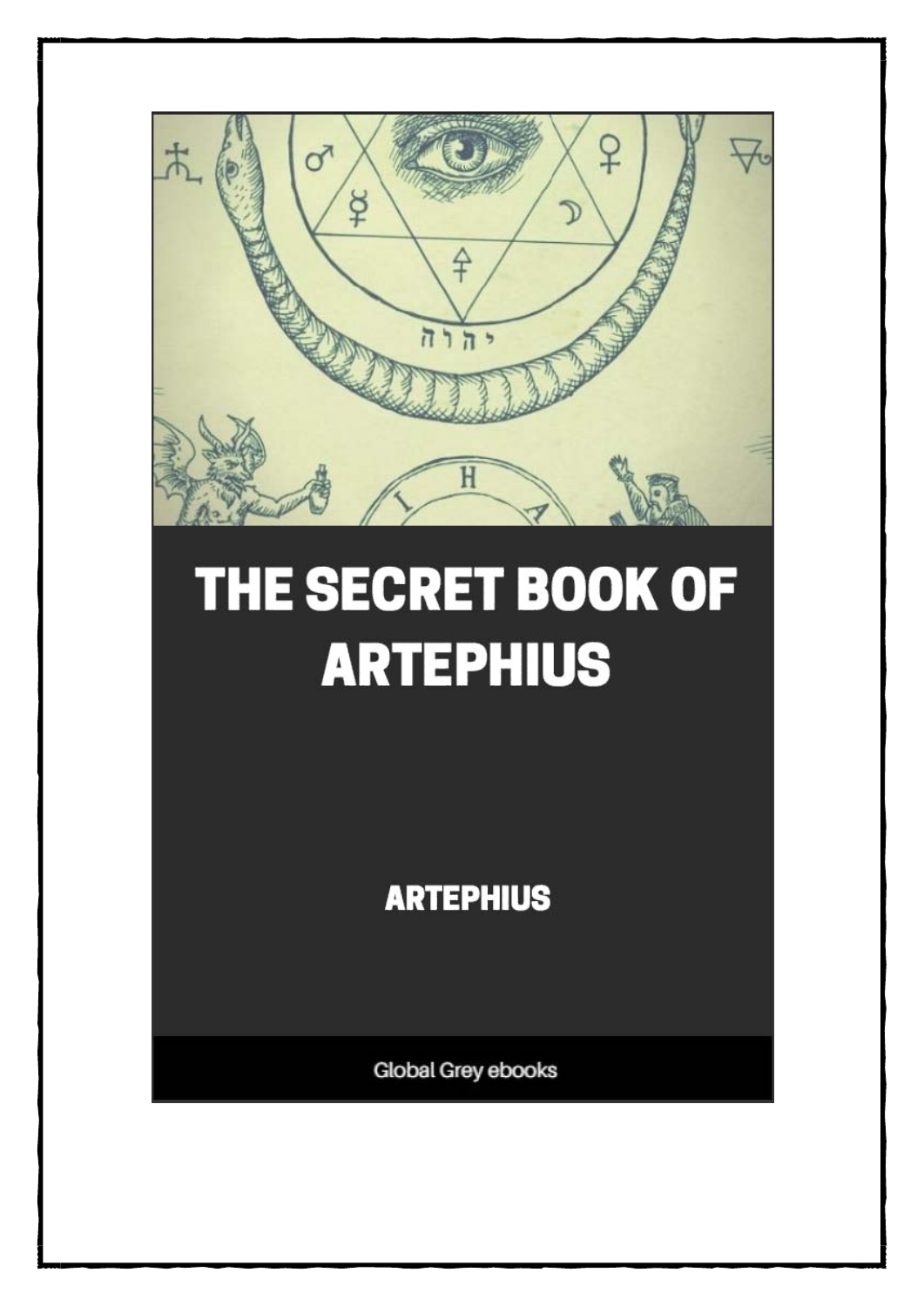# THE SECRET BOOK OF ARTEPHIUS

ARTEPHIUS

Global Grey ebooks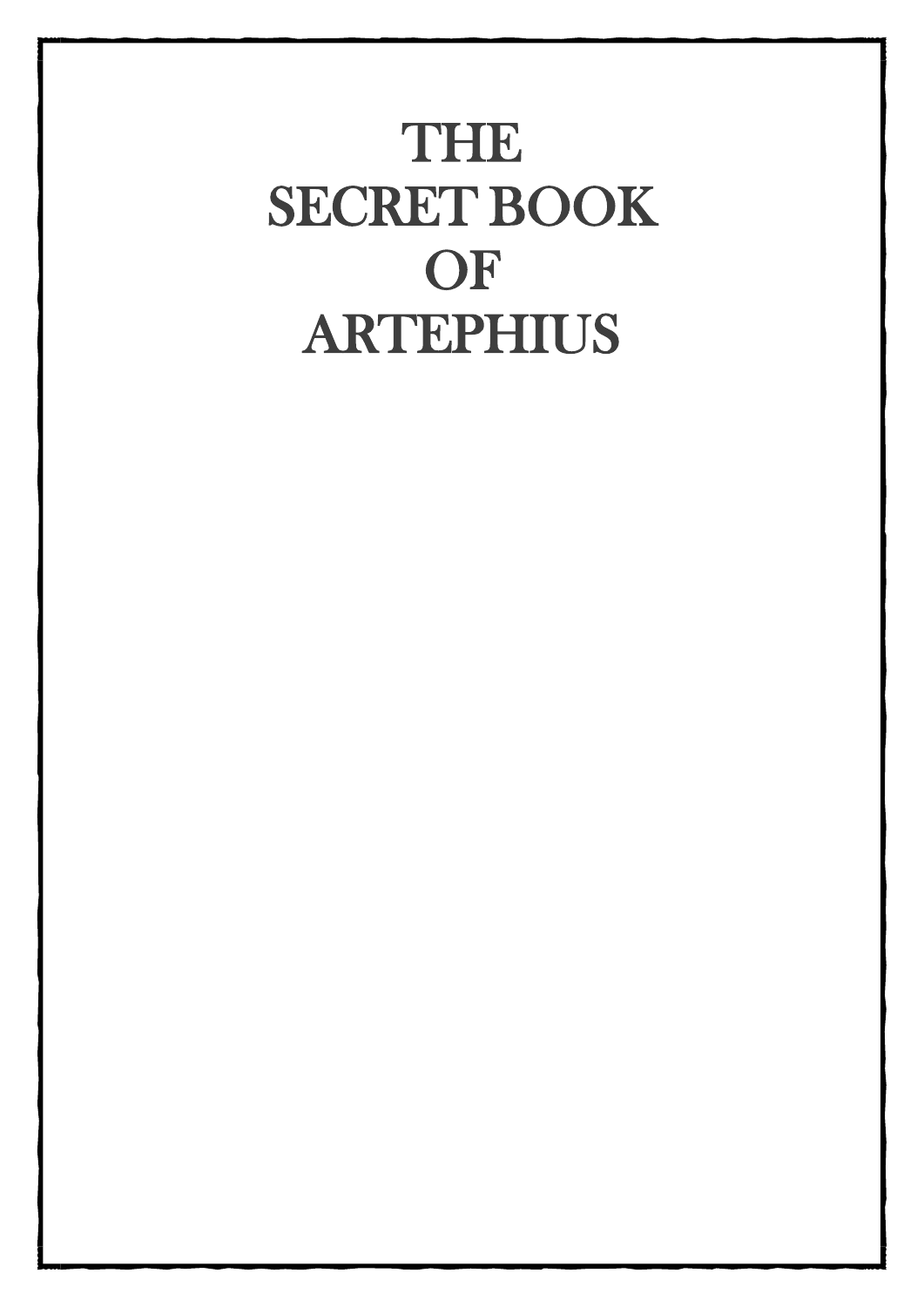# THE SECRET BOOK OF ARTEPHIUS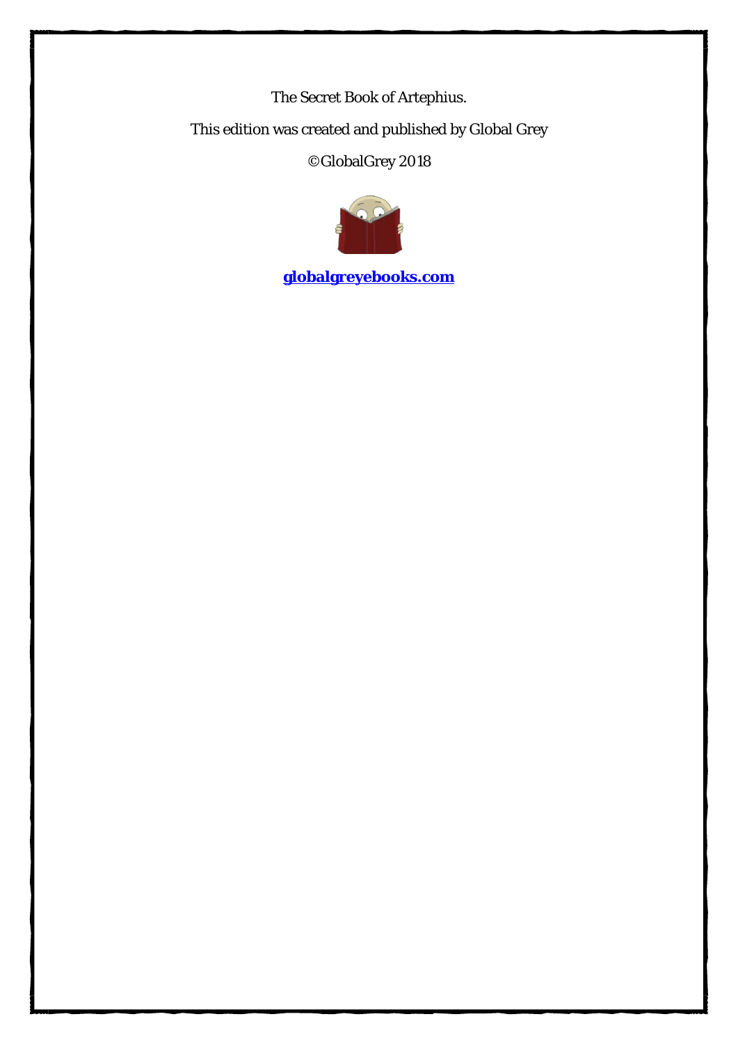The Secret Book of Artephius.

This edition was created and published by Global Grey

©GlobalGrey 2018

**[globalgreyebooks.com](https://www.globalgreyebooks.com)**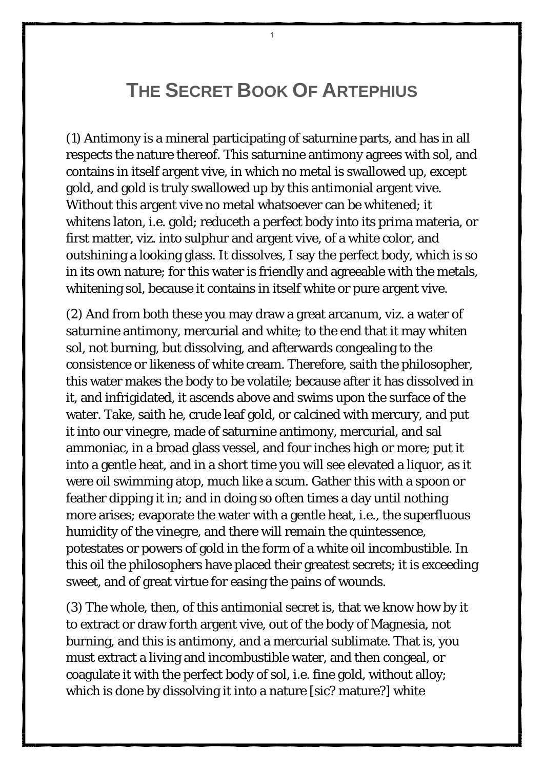# THE SECRET BOOK OF ARTEPHIUS

(1) Antimony is a mineral participating of saturnine parts, and has in all respects the nature thereof. This saturnine antimony agrees with sol, and contains in itself argent vive, in which no metal is swallowed up, except gold, and gold is truly swallowed up by this antimonial argent vive. Without this argent vive no metal whatsoever can be whitened; it whitens laton, i.e. gold; reduceth a perfect body into its prima materia, or first matter, viz. into sulphur and argent vive, of a white color, and outshining a looking glass. It dissolves, I say the perfect body, which is so in its own nature; for this water is friendly and agreeable with the metals, whitening sol, because it contains in itself white or pure argent vive.

(2) And from both these you may draw a great arcanum, viz. a water of saturnine antimony, mercurial and white; to the end that it may whiten sol, not burning, but dissolving, and afterwards congealing to the consistence or likeness of white cream. Therefore, saith the philosopher, this water makes the body to be volatile; because after it has dissolved in it, and infrigidated, it ascends above and swims upon the surface of the water. Take, saith he, crude leaf gold, or calcined with mercury, and put it into our vinegre, made of saturnine antimony, mercurial, and sal ammoniac, in a broad glass vessel, and four inches high or more; put it into a gentle heat, and in a short time you will see elevated a liquor, as it were oil swimming atop, much like a scum. Gather this with a spoon or feather dipping it in; and in doing so often times a day until nothing more arises; evaporate the water with a gentle heat, i.e., the superfluous humidity of the vinegre, and there will remain the quintessence, potestates or powers of gold in the form of a white oil incombustible. In this oil the philosophers have placed their greatest secrets; it is exceeding sweet, and of great virtue for easing the pains of wounds.

(3) The whole, then, of this antimonial secret is, that we know how by it to extract or draw forth argent vive, out of the body of Magnesia, not burning, and this is antimony, and a mercurial sublimate. That is, you must extract a living and incombustible water, and then congeal, or coagulate it with the perfect body of sol, i.e. fine gold, without alloy; which is done by dissolving it into a nature [sic? mature?] white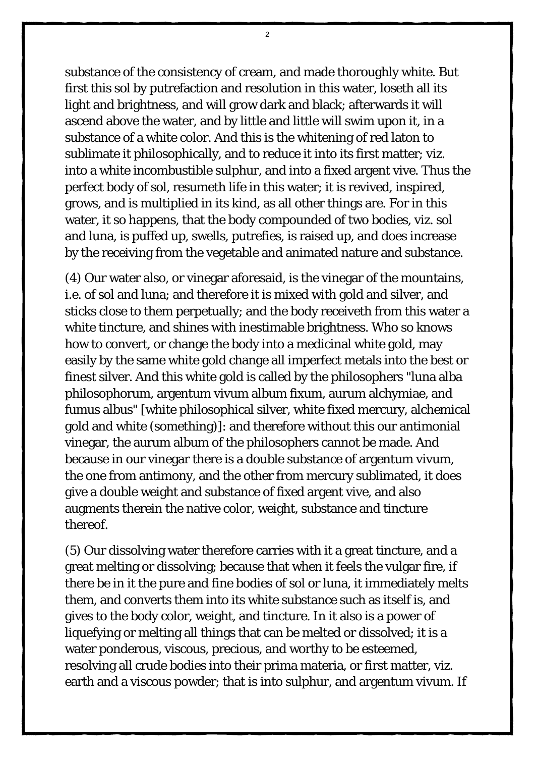substance of the consistency of cream, and made thoroughly white. But first this sol by putrefaction and resolution in this water, loseth all its light and brightness, and will grow dark and black; afterwards it will ascend above the water, and by little and little will swim upon it, in a substance of a white color. And this is the whitening of red laton to sublimate it philosophically, and to reduce it into its first matter; viz. into a white incombustible sulphur, and into a fixed argent vive. Thus the perfect body of sol, resumeth life in this water; it is revived, inspired, grows, and is multiplied in its kind, as all other things are. For in this water, it so happens, that the body compounded of two bodies, viz. sol and luna, is puffed up, swells, putrefies, is raised up, and does increase by the receiving from the vegetable and animated nature and substance.

(4) Our water also, or vinegar aforesaid, is the vinegar of the mountains, i.e. of sol and luna; and therefore it is mixed with gold and silver, and sticks close to them perpetually; and the body receiveth from this water a white tincture, and shines with inestimable brightness. Who so knows how to convert, or change the body into a medicinal white gold, may easily by the same white gold change all imperfect metals into the best or finest silver. And this white gold is called by the philosophers "luna alba philosophorum, argentum vivum album fixum, aurum alchymiae, and fumus albus" [white philosophical silver, white fixed mercury, alchemical gold and white (something)]: and therefore without this our antimonial vinegar, the aurum album of the philosophers cannot be made. And because in our vinegar there is a double substance of argentum vivum, the one from antimony, and the other from mercury sublimated, it does give a double weight and substance of fixed argent vive, and also augments therein the native color, weight, substance and tincture thereof.

(5) Our dissolving water therefore carries with it a great tincture, and a great melting or dissolving; because that when it feels the vulgar fire, if there be in it the pure and fine bodies of sol or luna, it immediately melts them, and converts them into its white substance such as itself is, and gives to the body color, weight, and tincture. In it also is a power of liquefying or melting all things that can be melted or dissolved; it is a water ponderous, viscous, precious, and worthy to be esteemed, resolving all crude bodies into their prima materia, or first matter, viz. earth and a viscous powder; that is into sulphur, and argentum vivum. If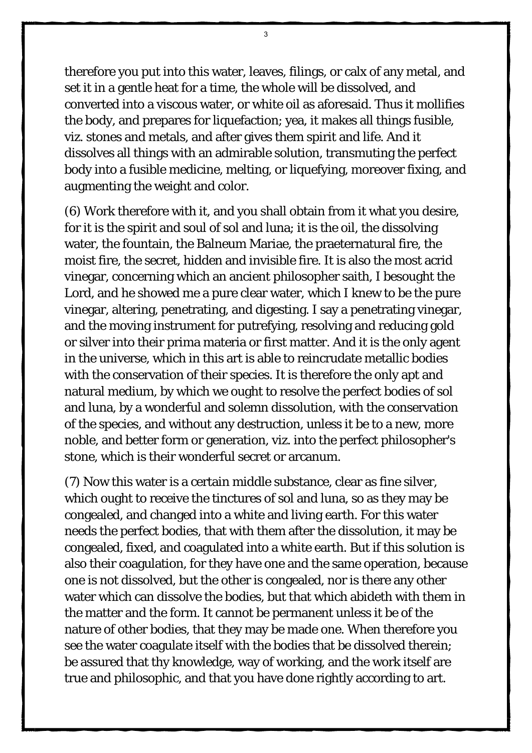therefore you put into this water, leaves, filings, or calx of any metal, and set it in a gentle heat for a time, the whole will be dissolved, and converted into a viscous water, or white oil as aforesaid. Thus it mollifies the body, and prepares for liquefaction; yea, it makes all things fusible, viz. stones and metals, and after gives them spirit and life. And it dissolves all things with an admirable solution, transmuting the perfect body into a fusible medicine, melting, or liquefying, moreover fixing, and augmenting the weight and color.

(6) Work therefore with it, and you shall obtain from it what you desire, for it is the spirit and soul of sol and luna; it is the oil, the dissolving water, the fountain, the Balneum Mariae, the praeternatural fire, the moist fire, the secret, hidden and invisible fire. It is also the most acrid vinegar, concerning which an ancient philosopher saith, I besought the Lord, and he showed me a pure clear water, which I knew to be the pure vinegar, altering, penetrating, and digesting. I say a penetrating vinegar, and the moving instrument for putrefying, resolving and reducing gold or silver into their prima materia or first matter. And it is the only agent in the universe, which in this art is able to reincrudate metallic bodies with the conservation of their species. It is therefore the only apt and natural medium, by which we ought to resolve the perfect bodies of sol and luna, by a wonderful and solemn dissolution, with the conservation of the species, and without any destruction, unless it be to a new, more noble, and better form or generation, viz. into the perfect philosopher's stone, which is their wonderful secret or arcanum.

(7) Now this water is a certain middle substance, clear as fine silver, which ought to receive the tinctures of sol and luna, so as they may be congealed, and changed into a white and living earth. For this water needs the perfect bodies, that with them after the dissolution, it may be congealed, fixed, and coagulated into a white earth. But if this solution is also their coagulation, for they have one and the same operation, because one is not dissolved, but the other is congealed, nor is there any other water which can dissolve the bodies, but that which abideth with them in the matter and the form. It cannot be permanent unless it be of the nature of other bodies, that they may be made one. When therefore you see the water coagulate itself with the bodies that be dissolved therein; be assured that thy knowledge, way of working, and the work itself are true and philosophic, and that you have done rightly according to art.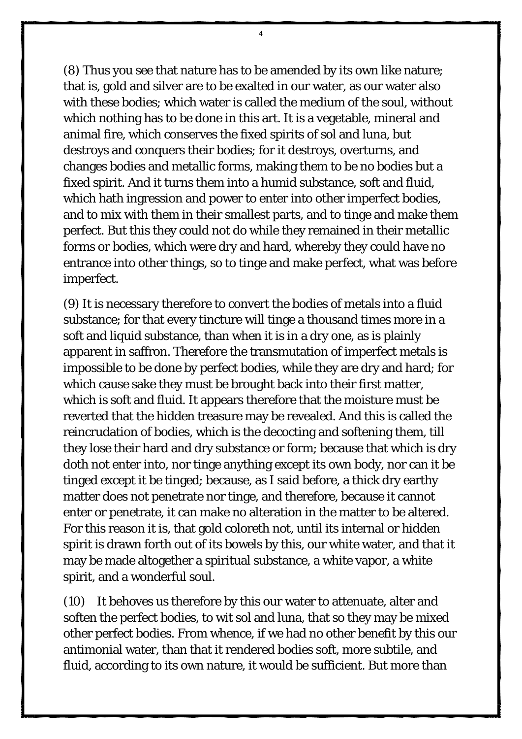(8) Thus you see that nature has to be amended by its own like nature; that is, gold and silver are to be exalted in our water, as our water also with these bodies; which water is called the medium of the soul, without which nothing has to be done in this art. It is a vegetable, mineral and animal fire, which conserves the fixed spirits of sol and luna, but destroys and conquers their bodies; for it destroys, overturns, and changes bodies and metallic forms, making them to be no bodies but a fixed spirit. And it turns them into a humid substance, soft and fluid, which hath ingression and power to enter into other imperfect bodies, and to mix with them in their smallest parts, and to tinge and make them perfect. But this they could not do while they remained in their metallic forms or bodies, which were dry and hard, whereby they could have no entrance into other things, so to tinge and make perfect, what was before imperfect.

(9) It is necessary therefore to convert the bodies of metals into a fluid substance; for that every tincture will tinge a thousand times more in a soft and liquid substance, than when it is in a dry one, as is plainly apparent in saffron. Therefore the transmutation of imperfect metals is impossible to be done by perfect bodies, while they are dry and hard; for which cause sake they must be brought back into their first matter, which is soft and fluid. It appears therefore that the moisture must be reverted that the hidden treasure may be revealed. And this is called the reincrudation of bodies, which is the decocting and softening them, till they lose their hard and dry substance or form; because that which is dry doth not enter into, nor tinge anything except its own body, nor can it be tinged except it be tinged; because, as I said before, a thick dry earthy matter does not penetrate nor tinge, and therefore, because it cannot enter or penetrate, it can make no alteration in the matter to be altered. For this reason it is, that gold coloreth not, until its internal or hidden spirit is drawn forth out of its bowels by this, our white water, and that it may be made altogether a spiritual substance, a white vapor, a white spirit, and a wonderful soul.

(10) It behoves us therefore by this our water to attenuate, alter and soften the perfect bodies, to wit sol and luna, that so they may be mixed other perfect bodies. From whence, if we had no other benefit by this our antimonial water, than that it rendered bodies soft, more subtile, and fluid, according to its own nature, it would be sufficient. But more than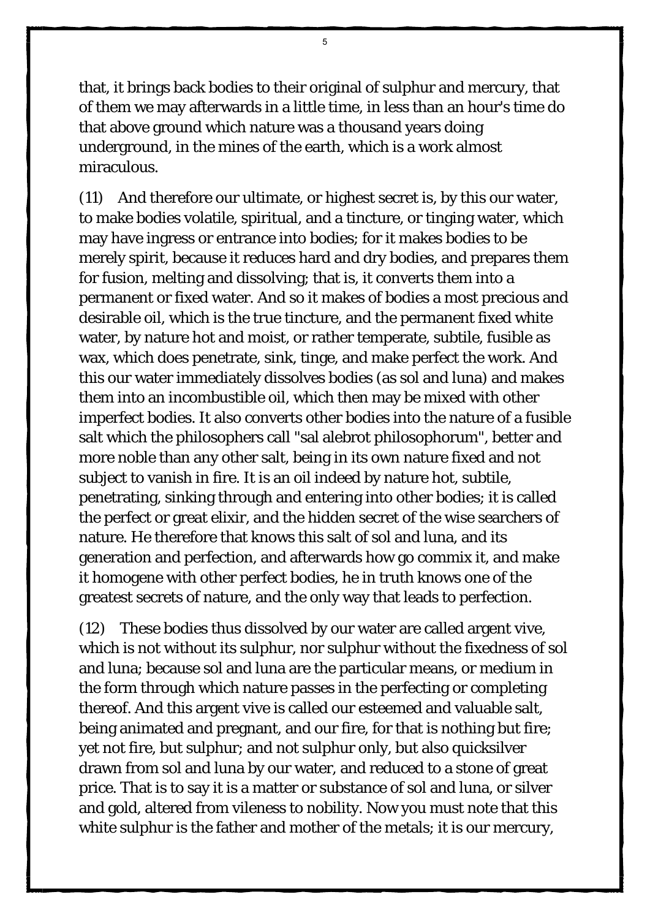that, it brings back bodies to their original of sulphur and mercury, that of them we may afterwards in a little time, in less than an hour's time do that above ground which nature was a thousand years doing underground, in the mines of the earth, which is a work almost miraculous.

(11) And therefore our ultimate, or highest secret is, by this our water, to make bodies volatile, spiritual, and a tincture, or tinging water, which may have ingress or entrance into bodies; for it makes bodies to be merely spirit, because it reduces hard and dry bodies, and prepares them for fusion, melting and dissolving; that is, it converts them into a permanent or fixed water. And so it makes of bodies a most precious and desirable oil, which is the true tincture, and the permanent fixed white water, by nature hot and moist, or rather temperate, subtile, fusible as wax, which does penetrate, sink, tinge, and make perfect the work. And this our water immediately dissolves bodies (as sol and luna) and makes them into an incombustible oil, which then may be mixed with other imperfect bodies. It also converts other bodies into the nature of a fusible salt which the philosophers call "sal alebrot philosophorum", better and more noble than any other salt, being in its own nature fixed and not subject to vanish in fire. It is an oil indeed by nature hot, subtile, penetrating, sinking through and entering into other bodies; it is called the perfect or great elixir, and the hidden secret of the wise searchers of nature. He therefore that knows this salt of sol and luna, and its generation and perfection, and afterwards how go commix it, and make it homogene with other perfect bodies, he in truth knows one of the greatest secrets of nature, and the only way that leads to perfection.

(12) These bodies thus dissolved by our water are called argent vive, which is not without its sulphur, nor sulphur without the fixedness of sol and luna; because sol and luna are the particular means, or medium in the form through which nature passes in the perfecting or completing thereof. And this argent vive is called our esteemed and valuable salt, being animated and pregnant, and our fire, for that is nothing but fire; yet not fire, but sulphur; and not sulphur only, but also quicksilver drawn from sol and luna by our water, and reduced to a stone of great price. That is to say it is a matter or substance of sol and luna, or silver and gold, altered from vileness to nobility. Now you must note that this white sulphur is the father and mother of the metals; it is our mercury,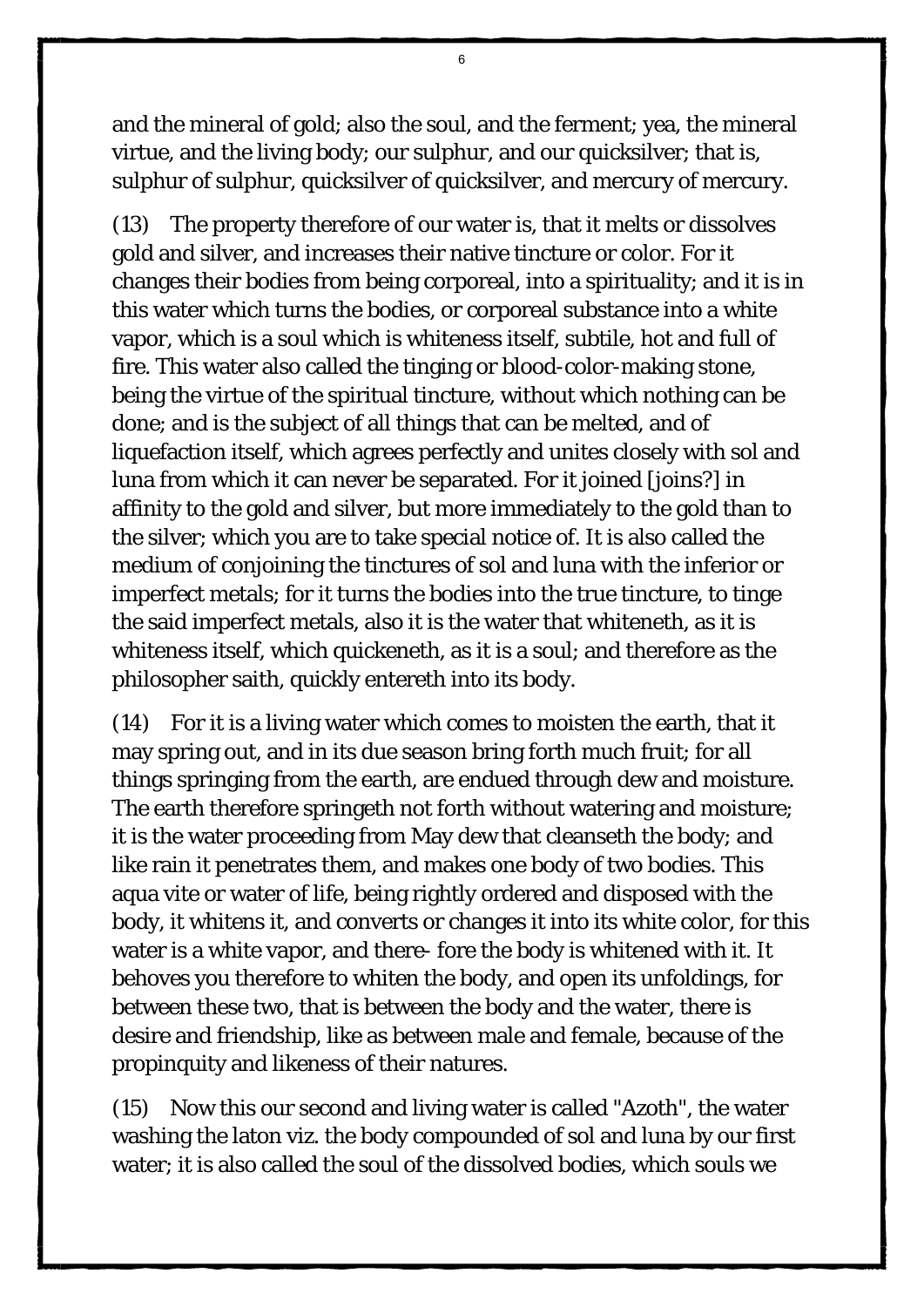and the mineral of gold; also the soul, and the ferment; yea, the mineral virtue, and the living body; our sulphur, and our quicksilver; that is, sulphur of sulphur, quicksilver of quicksilver, and mercury of mercury.

(13) The property therefore of our water is, that it melts or dissolves gold and silver, and increases their native tincture or color. For it changes their bodies from being corporeal, into a spirituality; and it is in this water which turns the bodies, or corporeal substance into a white vapor, which is a soul which is whiteness itself, subtile, hot and full of fire. This water also called the tinging or blood-color-making stone, being the virtue of the spiritual tincture, without which nothing can be done; and is the subject of all things that can be melted, and of liquefaction itself, which agrees perfectly and unites closely with sol and luna from which it can never be separated. For it joined [joins?] in affinity to the gold and silver, but more immediately to the gold than to the silver; which you are to take special notice of. It is also called the medium of conjoining the tinctures of sol and luna with the inferior or imperfect metals; for it turns the bodies into the true tincture, to tinge the said imperfect metals, also it is the water that whiteneth, as it is whiteness itself, which quickeneth, as it is a soul; and therefore as the philosopher saith, quickly entereth into its body.

(14) For it is a living water which comes to moisten the earth, that it may spring out, and in its due season bring forth much fruit; for all things springing from the earth, are endued through dew and moisture. The earth therefore springeth not forth without watering and moisture; it is the water proceeding from May dew that cleanseth the body; and like rain it penetrates them, and makes one body of two bodies. This aqua vite or water of life, being rightly ordered and disposed with the body, it whitens it, and converts or changes it into its white color, for this water is a white vapor, and there- fore the body is whitened with it. It behoves you therefore to whiten the body, and open its unfoldings, for between these two, that is between the body and the water, there is desire and friendship, like as between male and female, because of the propinquity and likeness of their natures.

(15) Now this our second and living water is called "Azoth", the water washing the laton viz. the body compounded of sol and luna by our first water; it is also called the soul of the dissolved bodies, which souls we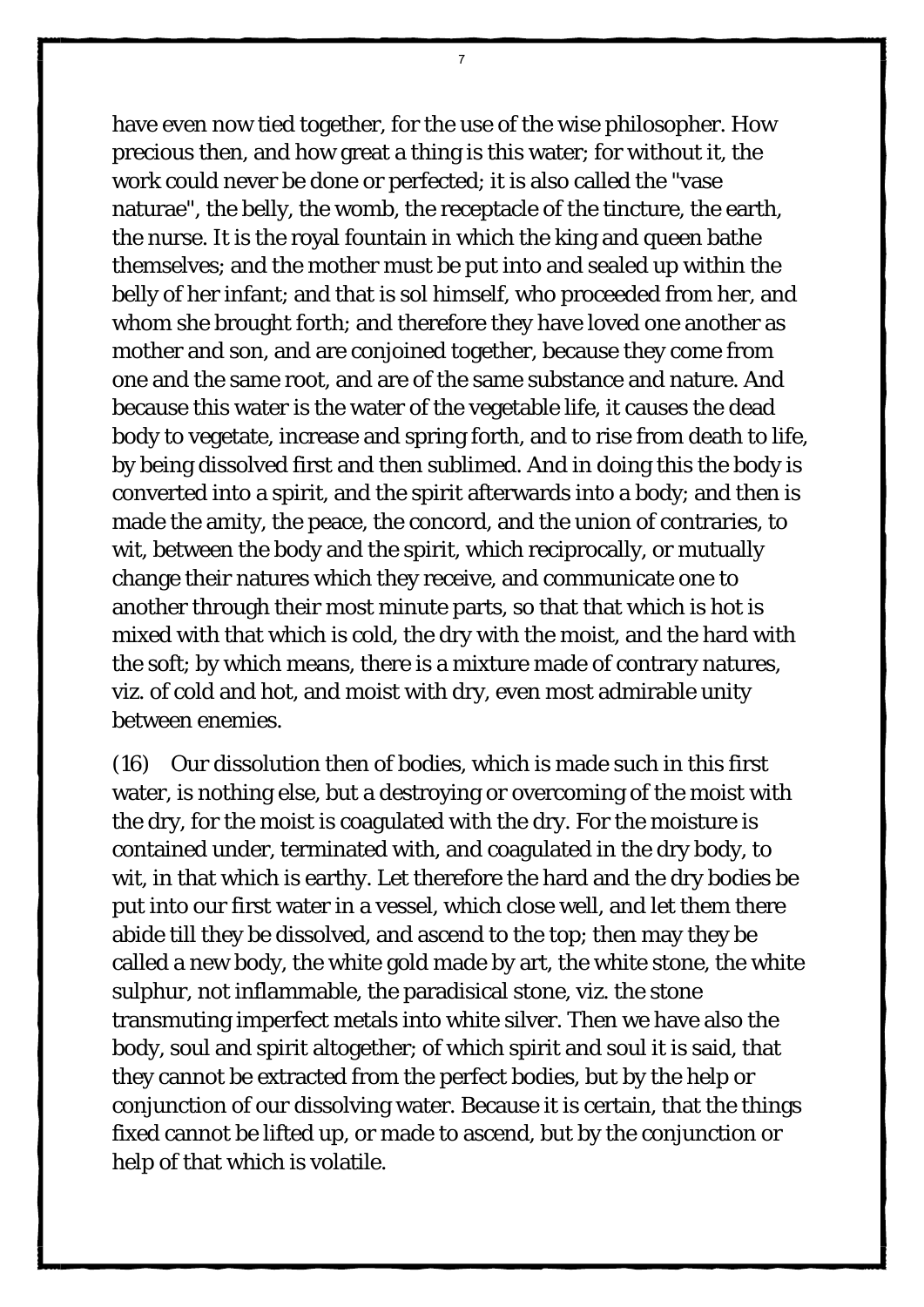have even now tied together, for the use of the wise philosopher. How precious then, and how great a thing is this water; for without it, the work could never be done or perfected; it is also called the "vase naturae", the belly, the womb, the receptacle of the tincture, the earth, the nurse. It is the royal fountain in which the king and queen bathe themselves; and the mother must be put into and sealed up within the belly of her infant; and that is sol himself, who proceeded from her, and whom she brought forth; and therefore they have loved one another as mother and son, and are conjoined together, because they come from one and the same root, and are of the same substance and nature. And because this water is the water of the vegetable life, it causes the dead body to vegetate, increase and spring forth, and to rise from death to life, by being dissolved first and then sublimed. And in doing this the body is converted into a spirit, and the spirit afterwards into a body; and then is made the amity, the peace, the concord, and the union of contraries, to wit, between the body and the spirit, which reciprocally, or mutually change their natures which they receive, and communicate one to another through their most minute parts, so that that which is hot is mixed with that which is cold, the dry with the moist, and the hard with the soft; by which means, there is a mixture made of contrary natures, viz. of cold and hot, and moist with dry, even most admirable unity between enemies.

(16) Our dissolution then of bodies, which is made such in this first water, is nothing else, but a destroying or overcoming of the moist with the dry, for the moist is coagulated with the dry. For the moisture is contained under, terminated with, and coagulated in the dry body, to wit, in that which is earthy. Let therefore the hard and the dry bodies be put into our first water in a vessel, which close well, and let them there abide till they be dissolved, and ascend to the top; then may they be called a new body, the white gold made by art, the white stone, the white sulphur, not inflammable, the paradisical stone, viz. the stone transmuting imperfect metals into white silver. Then we have also the body, soul and spirit altogether; of which spirit and soul it is said, that they cannot be extracted from the perfect bodies, but by the help or conjunction of our dissolving water. Because it is certain, that the things fixed cannot be lifted up, or made to ascend, but by the conjunction or help of that which is volatile.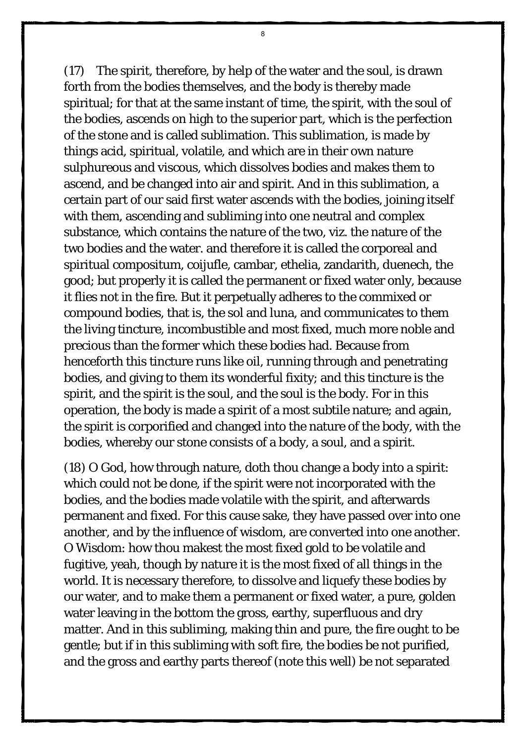(17) The spirit, therefore, by help of the water and the soul, is drawn forth from the bodies themselves, and the body is thereby made spiritual; for that at the same instant of time, the spirit, with the soul of the bodies, ascends on high to the superior part, which is the perfection of the stone and is called sublimation. This sublimation, is made by things acid, spiritual, volatile, and which are in their own nature sulphureous and viscous, which dissolves bodies and makes them to ascend, and be changed into air and spirit. And in this sublimation, a certain part of our said first water ascends with the bodies, joining itself with them, ascending and subliming into one neutral and complex substance, which contains the nature of the two, viz. the nature of the two bodies and the water. and therefore it is called the corporeal and spiritual compositum, coijufle, cambar, ethelia, zandarith, duenech, the good; but properly it is called the permanent or fixed water only, because it flies not in the fire. But it perpetually adheres to the commixed or compound bodies, that is, the sol and luna, and communicates to them the living tincture, incombustible and most fixed, much more noble and precious than the former which these bodies had. Because from henceforth this tincture runs like oil, running through and penetrating bodies, and giving to them its wonderful fixity; and this tincture is the spirit, and the spirit is the soul, and the soul is the body. For in this operation, the body is made a spirit of a most subtile nature; and again, the spirit is corporified and changed into the nature of the body, with the bodies, whereby our stone consists of a body, a soul, and a spirit.

(18) O God, how through nature, doth thou change a body into a spirit: which could not be done, if the spirit were not incorporated with the bodies, and the bodies made volatile with the spirit, and afterwards permanent and fixed. For this cause sake, they have passed over into one another, and by the influence of wisdom, are converted into one another. O Wisdom: how thou makest the most fixed gold to be volatile and fugitive, yeah, though by nature it is the most fixed of all things in the world. It is necessary therefore, to dissolve and liquefy these bodies by our water, and to make them a permanent or fixed water, a pure, golden water leaving in the bottom the gross, earthy, superfluous and dry matter. And in this subliming, making thin and pure, the fire ought to be gentle; but if in this subliming with soft fire, the bodies be not purified, and the gross and earthy parts thereof (note this well) be not separated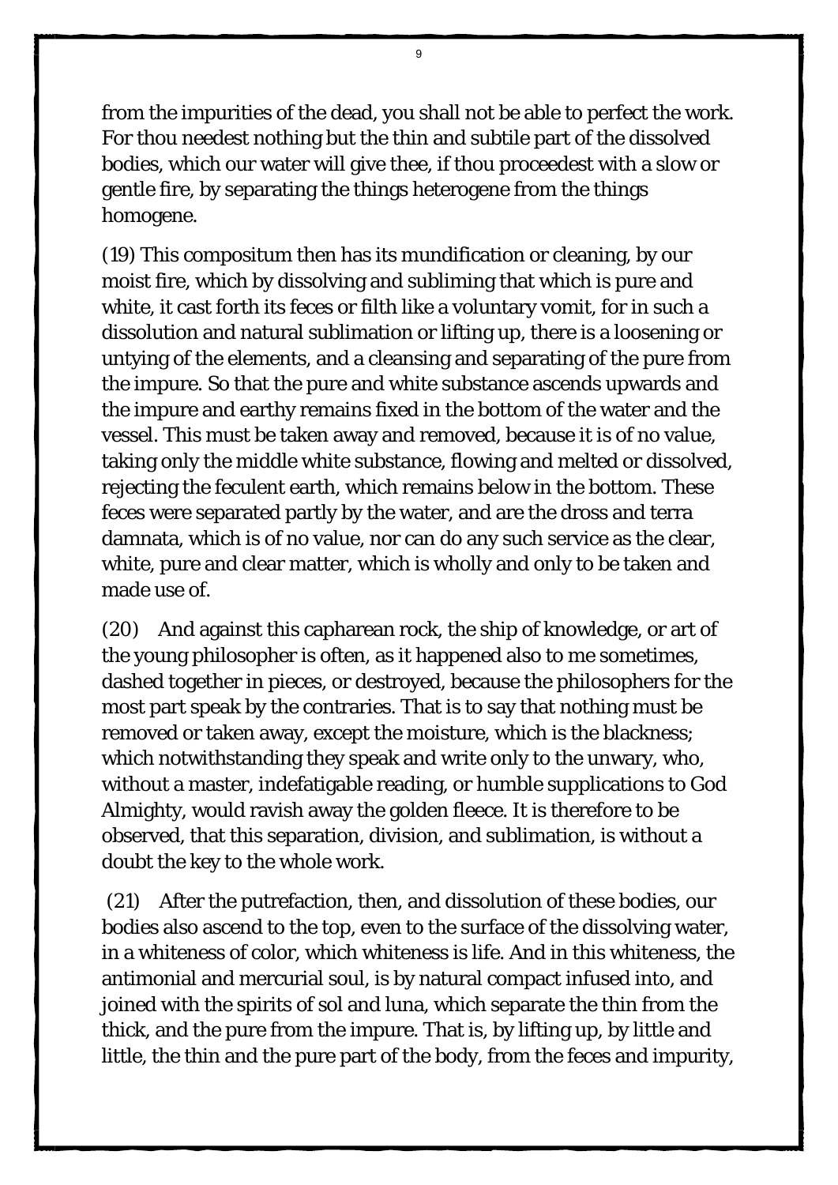from the impurities of the dead, you shall not be able to perfect the work. For thou needest nothing but the thin and subtile part of the dissolved bodies, which our water will give thee, if thou proceedest with a slow or gentle fire, by separating the things heterogene from the things homogene.

(19) This compositum then has its mundification or cleaning, by our moist fire, which by dissolving and subliming that which is pure and white, it cast forth its feces or filth like a voluntary vomit, for in such a dissolution and natural sublimation or lifting up, there is a loosening or untying of the elements, and a cleansing and separating of the pure from the impure. So that the pure and white substance ascends upwards and the impure and earthy remains fixed in the bottom of the water and the vessel. This must be taken away and removed, because it is of no value, taking only the middle white substance, flowing and melted or dissolved, rejecting the feculent earth, which remains below in the bottom. These feces were separated partly by the water, and are the dross and terra damnata, which is of no value, nor can do any such service as the clear, white, pure and clear matter, which is wholly and only to be taken and made use of.

(20) And against this capharean rock, the ship of knowledge, or art of the young philosopher is often, as it happened also to me sometimes, dashed together in pieces, or destroyed, because the philosophers for the most part speak by the contraries. That is to say that nothing must be removed or taken away, except the moisture, which is the blackness; which notwithstanding they speak and write only to the unwary, who, without a master, indefatigable reading, or humble supplications to God Almighty, would ravish away the golden fleece. It is therefore to be observed, that this separation, division, and sublimation, is without a doubt the key to the whole work.

(21) After the putrefaction, then, and dissolution of these bodies, our bodies also ascend to the top, even to the surface of the dissolving water, in a whiteness of color, which whiteness is life. And in this whiteness, the antimonial and mercurial soul, is by natural compact infused into, and joined with the spirits of sol and luna, which separate the thin from the thick, and the pure from the impure. That is, by lifting up, by little and little, the thin and the pure part of the body, from the feces and impurity,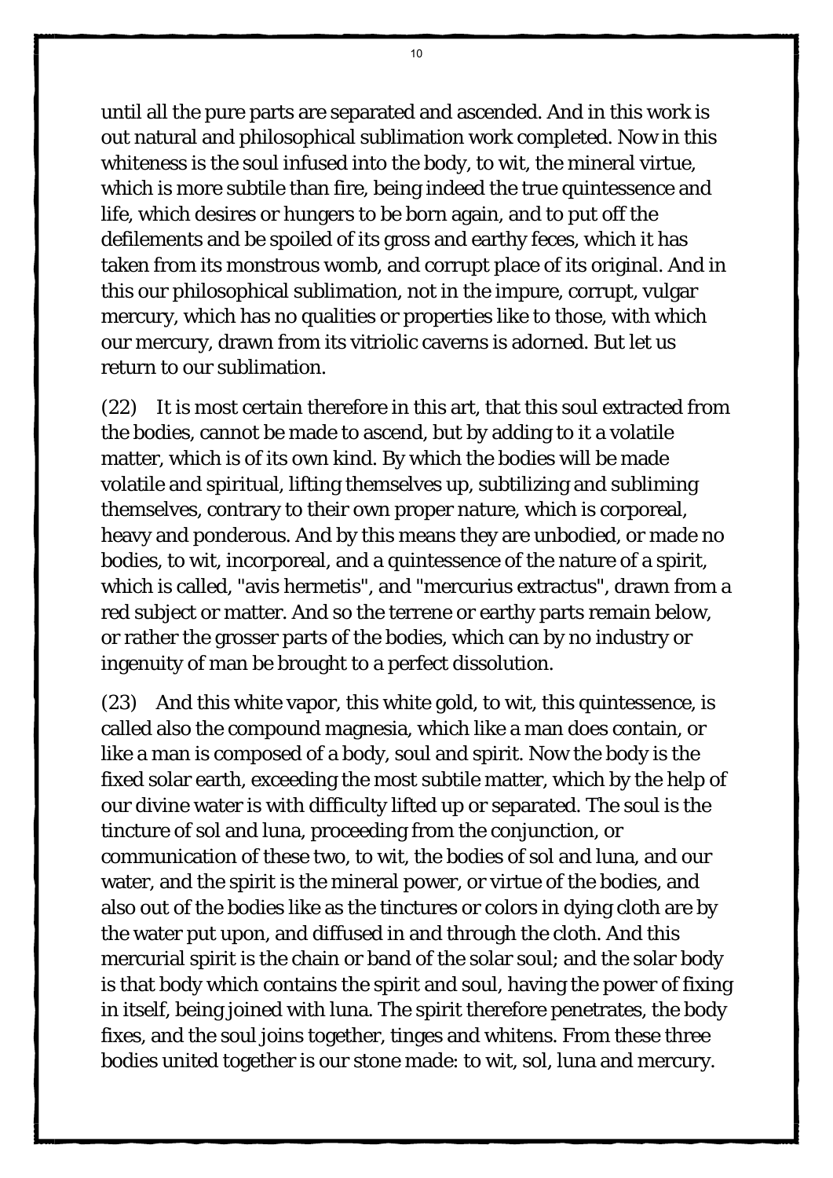until all the pure parts are separated and ascended. And in this work is out natural and philosophical sublimation work completed. Now in this whiteness is the soul infused into the body, to wit, the mineral virtue, which is more subtile than fire, being indeed the true quintessence and life, which desires or hungers to be born again, and to put off the defilements and be spoiled of its gross and earthy feces, which it has taken from its monstrous womb, and corrupt place of its original. And in this our philosophical sublimation, not in the impure, corrupt, vulgar mercury, which has no qualities or properties like to those, with which our mercury, drawn from its vitriolic caverns is adorned. But let us return to our sublimation.

(22) It is most certain therefore in this art, that this soul extracted from the bodies, cannot be made to ascend, but by adding to it a volatile matter, which is of its own kind. By which the bodies will be made volatile and spiritual, lifting themselves up, subtilizing and subliming themselves, contrary to their own proper nature, which is corporeal, heavy and ponderous. And by this means they are unbodied, or made no bodies, to wit, incorporeal, and a quintessence of the nature of a spirit, which is called, "avis hermetis", and "mercurius extractus", drawn from a red subject or matter. And so the terrene or earthy parts remain below, or rather the grosser parts of the bodies, which can by no industry or ingenuity of man be brought to a perfect dissolution.

(23) And this white vapor, this white gold, to wit, this quintessence, is called also the compound magnesia, which like a man does contain, or like a man is composed of a body, soul and spirit. Now the body is the fixed solar earth, exceeding the most subtile matter, which by the help of our divine water is with difficulty lifted up or separated. The soul is the tincture of sol and luna, proceeding from the conjunction, or communication of these two, to wit, the bodies of sol and luna, and our water, and the spirit is the mineral power, or virtue of the bodies, and also out of the bodies like as the tinctures or colors in dying cloth are by the water put upon, and diffused in and through the cloth. And this mercurial spirit is the chain or band of the solar soul; and the solar body is that body which contains the spirit and soul, having the power of fixing in itself, being joined with luna. The spirit therefore penetrates, the body fixes, and the soul joins together, tinges and whitens. From these three bodies united together is our stone made: to wit, sol, luna and mercury.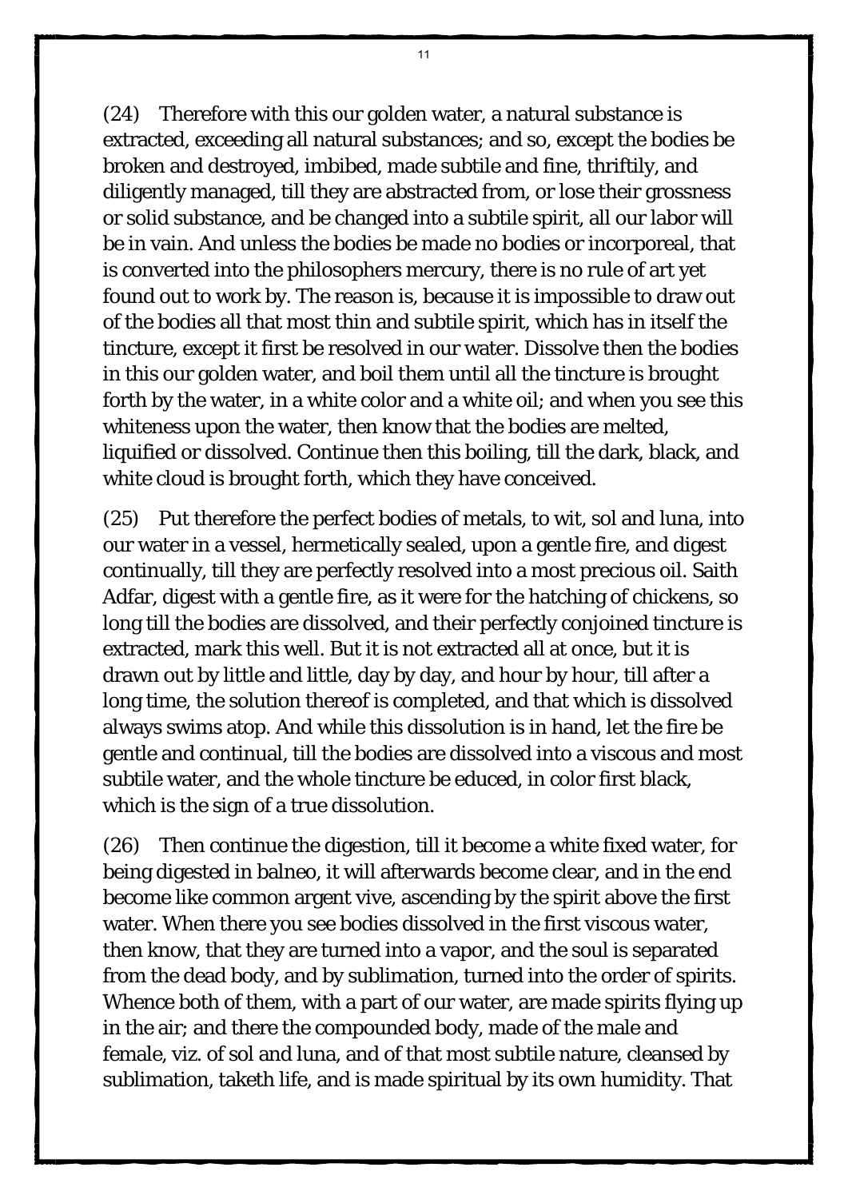(24) Therefore with this our golden water, a natural substance is extracted, exceeding all natural substances; and so, except the bodies be broken and destroyed, imbibed, made subtile and fine, thriftily, and diligently managed, till they are abstracted from, or lose their grossness or solid substance, and be changed into a subtile spirit, all our labor will be in vain. And unless the bodies be made no bodies or incorporeal, that is converted into the philosophers mercury, there is no rule of art yet found out to work by. The reason is, because it is impossible to draw out of the bodies all that most thin and subtile spirit, which has in itself the tincture, except it first be resolved in our water. Dissolve then the bodies in this our golden water, and boil them until all the tincture is brought forth by the water, in a white color and a white oil; and when you see this whiteness upon the water, then know that the bodies are melted, liquified or dissolved. Continue then this boiling, till the dark, black, and white cloud is brought forth, which they have conceived.

(25) Put therefore the perfect bodies of metals, to wit, sol and luna, into our water in a vessel, hermetically sealed, upon a gentle fire, and digest continually, till they are perfectly resolved into a most precious oil. Saith Adfar, digest with a gentle fire, as it were for the hatching of chickens, so long till the bodies are dissolved, and their perfectly conjoined tincture is extracted, mark this well. But it is not extracted all at once, but it is drawn out by little and little, day by day, and hour by hour, till after a long time, the solution thereof is completed, and that which is dissolved always swims atop. And while this dissolution is in hand, let the fire be gentle and continual, till the bodies are dissolved into a viscous and most subtile water, and the whole tincture be educed, in color first black, which is the sign of a true dissolution.

(26) Then continue the digestion, till it become a white fixed water, for being digested in balneo, it will afterwards become clear, and in the end become like common argent vive, ascending by the spirit above the first water. When there you see bodies dissolved in the first viscous water, then know, that they are turned into a vapor, and the soul is separated from the dead body, and by sublimation, turned into the order of spirits. Whence both of them, with a part of our water, are made spirits flying up in the air; and there the compounded body, made of the male and female, viz. of sol and luna, and of that most subtile nature, cleansed by sublimation, taketh life, and is made spiritual by its own humidity. That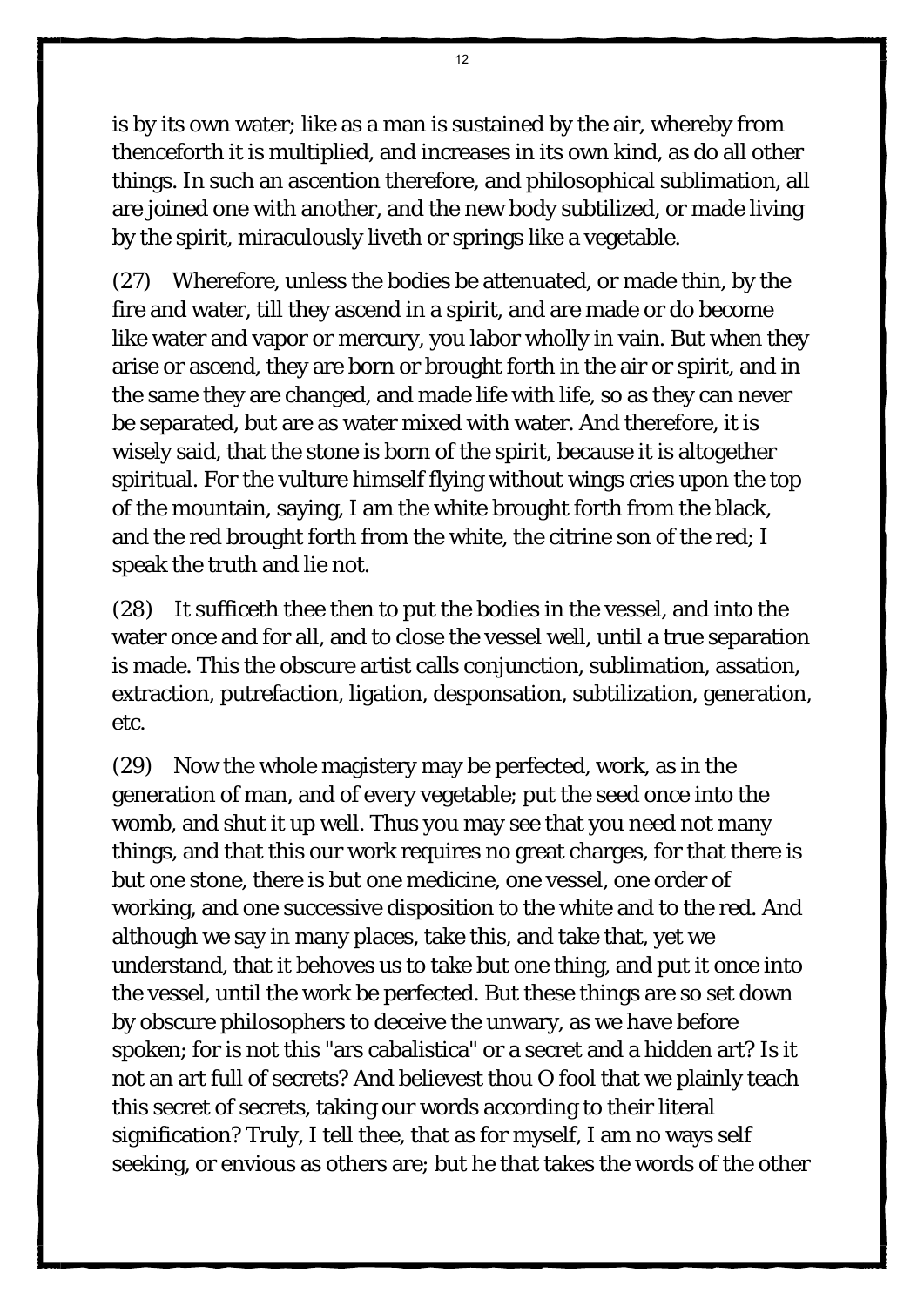is by its own water; like as a man is sustained by the air, whereby from thenceforth it is multiplied, and increases in its own kind, as do all other things. In such an ascention therefore, and philosophical sublimation, all are joined one with another, and the new body subtilized, or made living by the spirit, miraculously liveth or springs like a vegetable.

(27) Wherefore, unless the bodies be attenuated, or made thin, by the fire and water, till they ascend in a spirit, and are made or do become like water and vapor or mercury, you labor wholly in vain. But when they arise or ascend, they are born or brought forth in the air or spirit, and in the same they are changed, and made life with life, so as they can never be separated, but are as water mixed with water. And therefore, it is wisely said, that the stone is born of the spirit, because it is altogether spiritual. For the vulture himself flying without wings cries upon the top of the mountain, saying, I am the white brought forth from the black, and the red brought forth from the white, the citrine son of the red; I speak the truth and lie not.

(28) It sufficeth thee then to put the bodies in the vessel, and into the water once and for all, and to close the vessel well, until a true separation is made. This the obscure artist calls conjunction, sublimation, assation, extraction, putrefaction, ligation, desponsation, subtilization, generation, etc.

(29) Now the whole magistery may be perfected, work, as in the generation of man, and of every vegetable; put the seed once into the womb, and shut it up well. Thus you may see that you need not many things, and that this our work requires no great charges, for that there is but one stone, there is but one medicine, one vessel, one order of working, and one successive disposition to the white and to the red. And although we say in many places, take this, and take that, yet we understand, that it behoves us to take but one thing, and put it once into the vessel, until the work be perfected. But these things are so set down by obscure philosophers to deceive the unwary, as we have before spoken; for is not this "ars cabalistica" or a secret and a hidden art? Is it not an art full of secrets? And believest thou O fool that we plainly teach this secret of secrets, taking our words according to their literal signification? Truly, I tell thee, that as for myself, I am no ways self seeking, or envious as others are; but he that takes the words of the other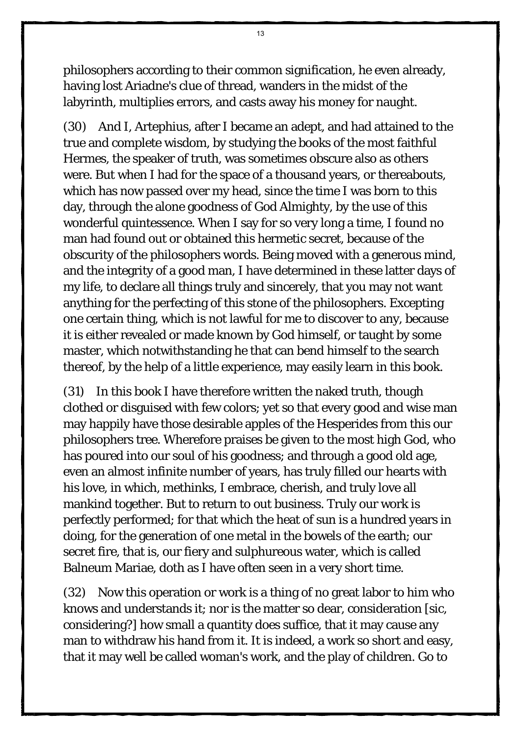philosophers according to their common signification, he even already, having lost Ariadne's clue of thread, wanders in the midst of the labyrinth, multiplies errors, and casts away his money for naught.

(30) And I, Artephius, after I became an adept, and had attained to the true and complete wisdom, by studying the books of the most faithful Hermes, the speaker of truth, was sometimes obscure also as others were. But when I had for the space of a thousand years, or thereabouts, which has now passed over my head, since the time I was born to this day, through the alone goodness of God Almighty, by the use of this wonderful quintessence. When I say for so very long a time, I found no man had found out or obtained this hermetic secret, because of the obscurity of the philosophers words. Being moved with a generous mind, and the integrity of a good man, I have determined in these latter days of my life, to declare all things truly and sincerely, that you may not want anything for the perfecting of this stone of the philosophers. Excepting one certain thing, which is not lawful for me to discover to any, because it is either revealed or made known by God himself, or taught by some master, which notwithstanding he that can bend himself to the search thereof, by the help of a little experience, may easily learn in this book.

(31) In this book I have therefore written the naked truth, though clothed or disguised with few colors; yet so that every good and wise man may happily have those desirable apples of the Hesperides from this our philosophers tree. Wherefore praises be given to the most high God, who has poured into our soul of his goodness; and through a good old age, even an almost infinite number of years, has truly filled our hearts with his love, in which, methinks, I embrace, cherish, and truly love all mankind together. But to return to out business. Truly our work is perfectly performed; for that which the heat of sun is a hundred years in doing, for the generation of one metal in the bowels of the earth; our secret fire, that is, our fiery and sulphureous water, which is called Balneum Mariae, doth as I have often seen in a very short time.

(32) Now this operation or work is a thing of no great labor to him who knows and understands it; nor is the matter so dear, consideration [sic, considering?] how small a quantity does suffice, that it may cause any man to withdraw his hand from it. It is indeed, a work so short and easy, that it may well be called woman's work, and the play of children. Go to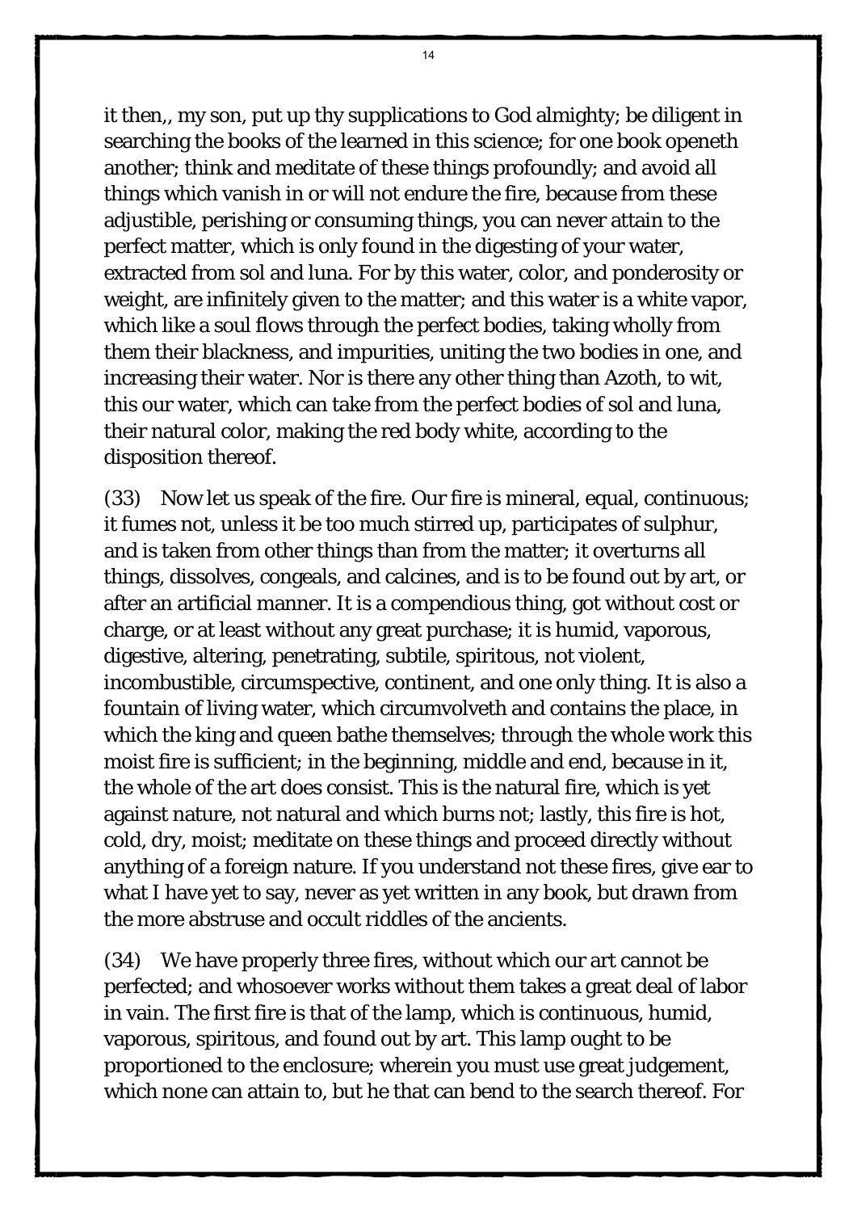it then,, my son, put up thy supplications to God almighty; be diligent in searching the books of the learned in this science; for one book openeth another; think and meditate of these things profoundly; and avoid all things which vanish in or will not endure the fire, because from these adjustible, perishing or consuming things, you can never attain to the perfect matter, which is only found in the digesting of your water, extracted from sol and luna. For by this water, color, and ponderosity or weight, are infinitely given to the matter; and this water is a white vapor, which like a soul flows through the perfect bodies, taking wholly from them their blackness, and impurities, uniting the two bodies in one, and increasing their water. Nor is there any other thing than Azoth, to wit, this our water, which can take from the perfect bodies of sol and luna, their natural color, making the red body white, according to the disposition thereof.

(33) Now let us speak of the fire. Our fire is mineral, equal, continuous; it fumes not, unless it be too much stirred up, participates of sulphur, and is taken from other things than from the matter; it overturns all things, dissolves, congeals, and calcines, and is to be found out by art, or after an artificial manner. It is a compendious thing, got without cost or charge, or at least without any great purchase; it is humid, vaporous, digestive, altering, penetrating, subtile, spiritous, not violent, incombustible, circumspective, continent, and one only thing. It is also a fountain of living water, which circumvolveth and contains the place, in which the king and queen bathe themselves; through the whole work this moist fire is sufficient; in the beginning, middle and end, because in it, the whole of the art does consist. This is the natural fire, which is yet against nature, not natural and which burns not; lastly, this fire is hot, cold, dry, moist; meditate on these things and proceed directly without anything of a foreign nature. If you understand not these fires, give ear to what I have yet to say, never as yet written in any book, but drawn from the more abstruse and occult riddles of the ancients.

(34) We have properly three fires, without which our art cannot be perfected; and whosoever works without them takes a great deal of labor in vain. The first fire is that of the lamp, which is continuous, humid, vaporous, spiritous, and found out by art. This lamp ought to be proportioned to the enclosure; wherein you must use great judgement, which none can attain to, but he that can bend to the search thereof. For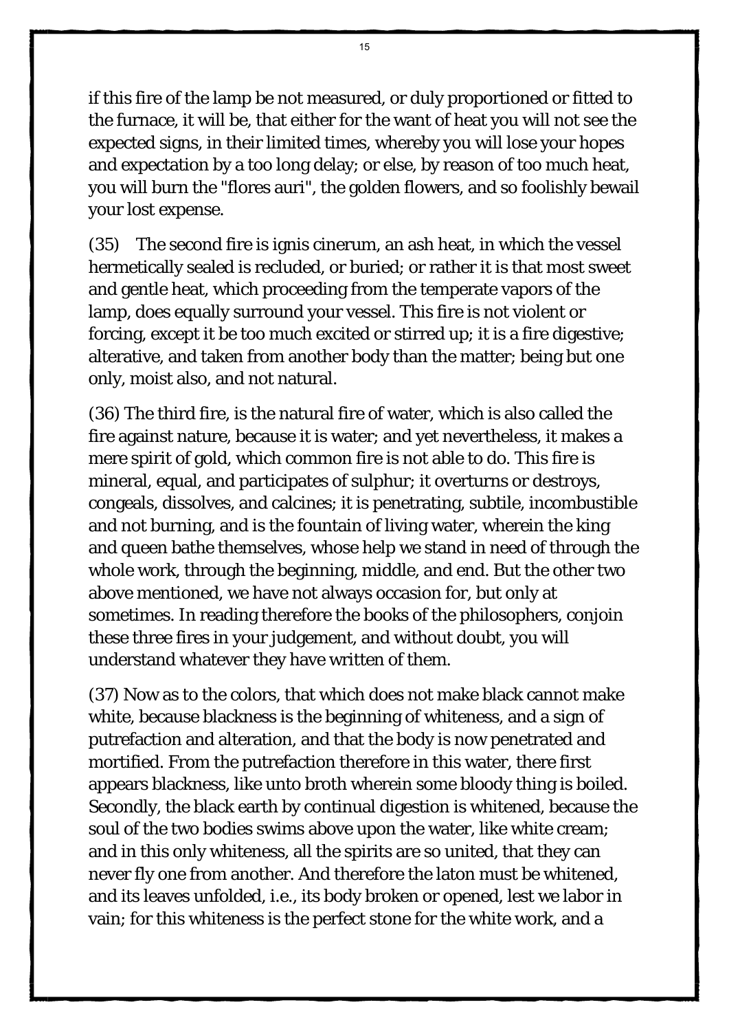if this fire of the lamp be not measured, or duly proportioned or fitted to the furnace, it will be, that either for the want of heat you will not see the expected signs, in their limited times, whereby you will lose your hopes and expectation by a too long delay; or else, by reason of too much heat, you will burn the "flores auri", the golden flowers, and so foolishly bewail your lost expense.

(35) The second fire is ignis cinerum, an ash heat, in which the vessel hermetically sealed is recluded, or buried; or rather it is that most sweet and gentle heat, which proceeding from the temperate vapors of the lamp, does equally surround your vessel. This fire is not violent or forcing, except it be too much excited or stirred up; it is a fire digestive; alterative, and taken from another body than the matter; being but one only, moist also, and not natural.

(36) The third fire, is the natural fire of water, which is also called the fire against nature, because it is water; and yet nevertheless, it makes a mere spirit of gold, which common fire is not able to do. This fire is mineral, equal, and participates of sulphur; it overturns or destroys, congeals, dissolves, and calcines; it is penetrating, subtile, incombustible and not burning, and is the fountain of living water, wherein the king and queen bathe themselves, whose help we stand in need of through the whole work, through the beginning, middle, and end. But the other two above mentioned, we have not always occasion for, but only at sometimes. In reading therefore the books of the philosophers, conjoin these three fires in your judgement, and without doubt, you will understand whatever they have written of them.

(37) Now as to the colors, that which does not make black cannot make white, because blackness is the beginning of whiteness, and a sign of putrefaction and alteration, and that the body is now penetrated and mortified. From the putrefaction therefore in this water, there first appears blackness, like unto broth wherein some bloody thing is boiled. Secondly, the black earth by continual digestion is whitened, because the soul of the two bodies swims above upon the water, like white cream; and in this only whiteness, all the spirits are so united, that they can never fly one from another. And therefore the laton must be whitened, and its leaves unfolded, i.e., its body broken or opened, lest we labor in vain; for this whiteness is the perfect stone for the white work, and a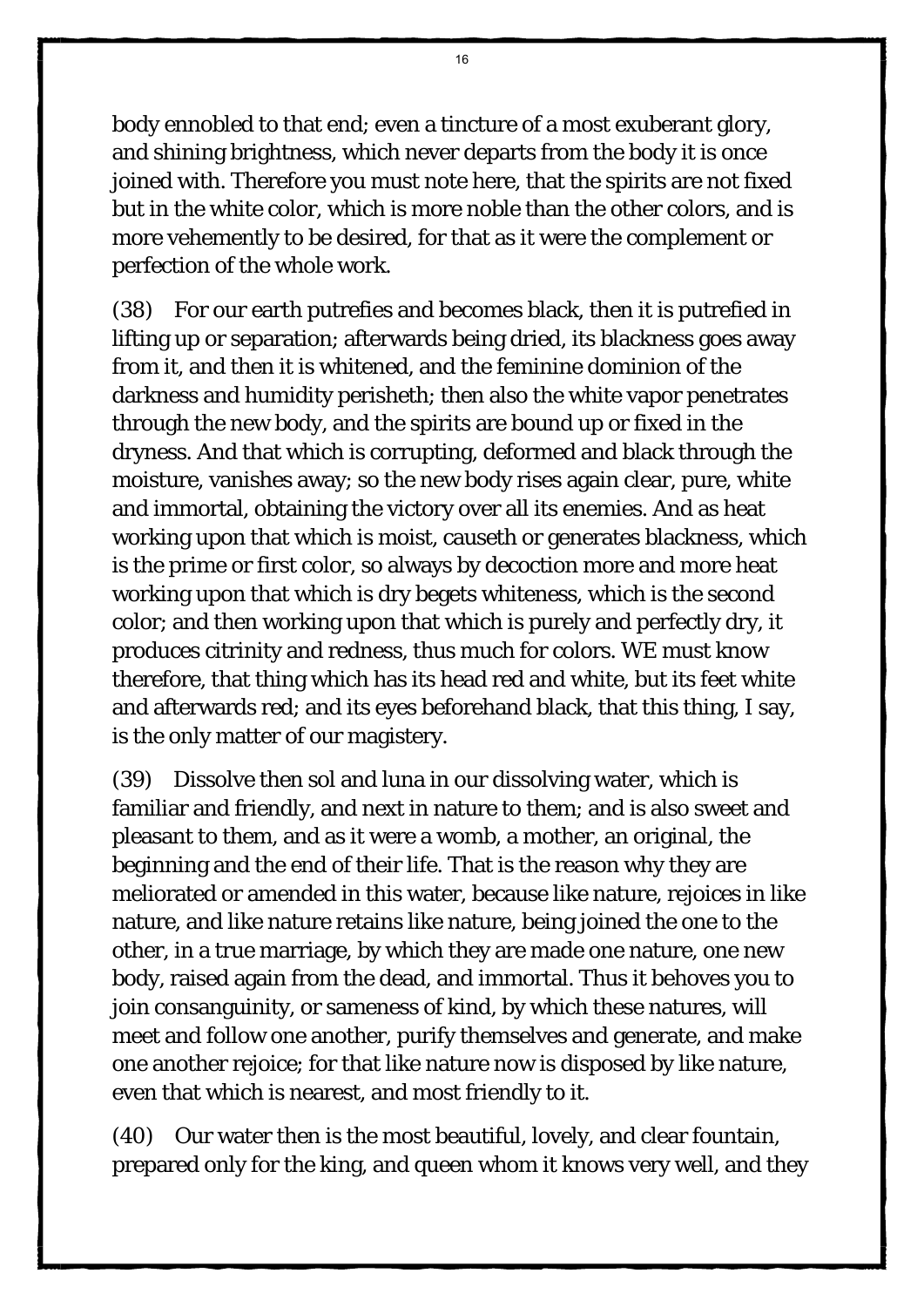body ennobled to that end; even a tincture of a most exuberant glory, and shining brightness, which never departs from the body it is once joined with. Therefore you must note here, that the spirits are not fixed but in the white color, which is more noble than the other colors, and is more vehemently to be desired, for that as it were the complement or perfection of the whole work.

(38) For our earth putrefies and becomes black, then it is putrefied in lifting up or separation; afterwards being dried, its blackness goes away from it, and then it is whitened, and the feminine dominion of the darkness and humidity perisheth; then also the white vapor penetrates through the new body, and the spirits are bound up or fixed in the dryness. And that which is corrupting, deformed and black through the moisture, vanishes away; so the new body rises again clear, pure, white and immortal, obtaining the victory over all its enemies. And as heat working upon that which is moist, causeth or generates blackness, which is the prime or first color, so always by decoction more and more heat working upon that which is dry begets whiteness, which is the second color; and then working upon that which is purely and perfectly dry, it produces citrinity and redness, thus much for colors. WE must know therefore, that thing which has its head red and white, but its feet white and afterwards red; and its eyes beforehand black, that this thing, I say, is the only matter of our magistery.

(39) Dissolve then sol and luna in our dissolving water, which is familiar and friendly, and next in nature to them; and is also sweet and pleasant to them, and as it were a womb, a mother, an original, the beginning and the end of their life. That is the reason why they are meliorated or amended in this water, because like nature, rejoices in like nature, and like nature retains like nature, being joined the one to the other, in a true marriage, by which they are made one nature, one new body, raised again from the dead, and immortal. Thus it behoves you to join consanguinity, or sameness of kind, by which these natures, will meet and follow one another, purify themselves and generate, and make one another rejoice; for that like nature now is disposed by like nature, even that which is nearest, and most friendly to it.

(40) Our water then is the most beautiful, lovely, and clear fountain, prepared only for the king, and queen whom it knows very well, and they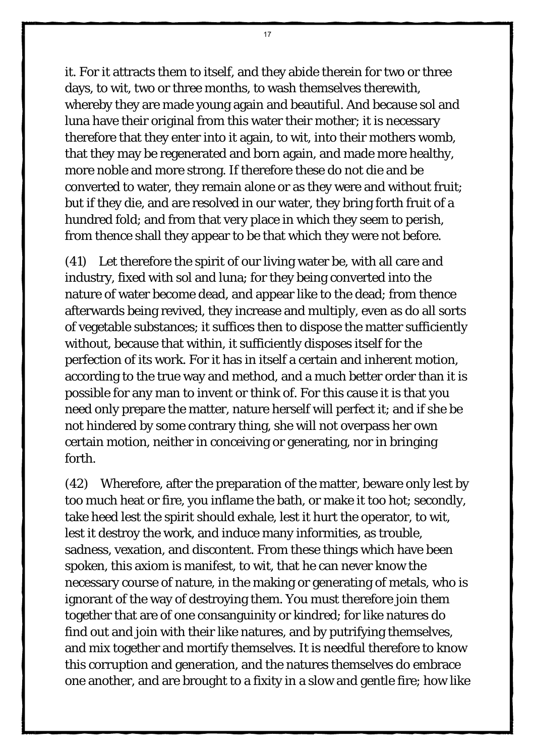it. For it attracts them to itself, and they abide therein for two or three days, to wit, two or three months, to wash themselves therewith, whereby they are made young again and beautiful. And because sol and luna have their original from this water their mother; it is necessary therefore that they enter into it again, to wit, into their mothers womb, that they may be regenerated and born again, and made more healthy, more noble and more strong. If therefore these do not die and be converted to water, they remain alone or as they were and without fruit; but if they die, and are resolved in our water, they bring forth fruit of a hundred fold; and from that very place in which they seem to perish, from thence shall they appear to be that which they were not before.

(41) Let therefore the spirit of our living water be, with all care and industry, fixed with sol and luna; for they being converted into the nature of water become dead, and appear like to the dead; from thence afterwards being revived, they increase and multiply, even as do all sorts of vegetable substances; it suffices then to dispose the matter sufficiently without, because that within, it sufficiently disposes itself for the perfection of its work. For it has in itself a certain and inherent motion, according to the true way and method, and a much better order than it is possible for any man to invent or think of. For this cause it is that you need only prepare the matter, nature herself will perfect it; and if she be not hindered by some contrary thing, she will not overpass her own certain motion, neither in conceiving or generating, nor in bringing forth.

(42) Wherefore, after the preparation of the matter, beware only lest by too much heat or fire, you inflame the bath, or make it too hot; secondly, take heed lest the spirit should exhale, lest it hurt the operator, to wit, lest it destroy the work, and induce many informities, as trouble, sadness, vexation, and discontent. From these things which have been spoken, this axiom is manifest, to wit, that he can never know the necessary course of nature, in the making or generating of metals, who is ignorant of the way of destroying them. You must therefore join them together that are of one consanguinity or kindred; for like natures do find out and join with their like natures, and by putrifying themselves, and mix together and mortify themselves. It is needful therefore to know this corruption and generation, and the natures themselves do embrace one another, and are brought to a fixity in a slow and gentle fire; how like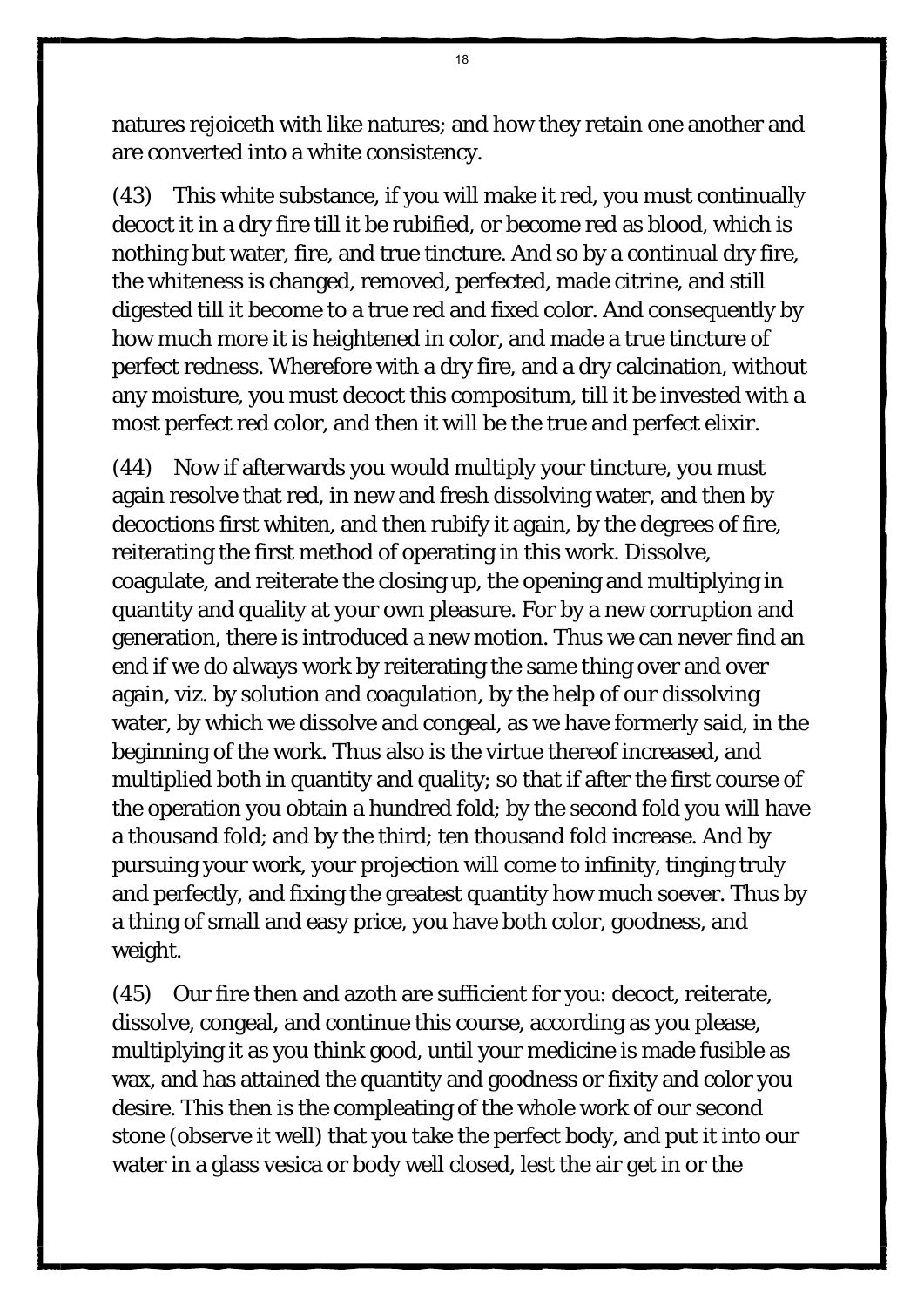natures rejoiceth with like natures; and how they retain one another and are converted into a white consistency.

(43) This white substance, if you will make it red, you must continually decoct it in a dry fire till it be rubified, or become red as blood, which is nothing but water, fire, and true tincture. And so by a continual dry fire, the whiteness is changed, removed, perfected, made citrine, and still digested till it become to a true red and fixed color. And consequently by how much more it is heightened in color, and made a true tincture of perfect redness. Wherefore with a dry fire, and a dry calcination, without any moisture, you must decoct this compositum, till it be invested with a most perfect red color, and then it will be the true and perfect elixir.

(44) Now if afterwards you would multiply your tincture, you must again resolve that red, in new and fresh dissolving water, and then by decoctions first whiten, and then rubify it again, by the degrees of fire, reiterating the first method of operating in this work. Dissolve, coagulate, and reiterate the closing up, the opening and multiplying in quantity and quality at your own pleasure. For by a new corruption and generation, there is introduced a new motion. Thus we can never find an end if we do always work by reiterating the same thing over and over again, viz. by solution and coagulation, by the help of our dissolving water, by which we dissolve and congeal, as we have formerly said, in the beginning of the work. Thus also is the virtue thereof increased, and multiplied both in quantity and quality; so that if after the first course of the operation you obtain a hundred fold; by the second fold you will have a thousand fold; and by the third; ten thousand fold increase. And by pursuing your work, your projection will come to infinity, tinging truly and perfectly, and fixing the greatest quantity how much soever. Thus by a thing of small and easy price, you have both color, goodness, and weight.

(45) Our fire then and azoth are sufficient for you: decoct, reiterate, dissolve, congeal, and continue this course, according as you please, multiplying it as you think good, until your medicine is made fusible as wax, and has attained the quantity and goodness or fixity and color you desire. This then is the compleating of the whole work of our second stone (observe it well) that you take the perfect body, and put it into our water in a glass vesica or body well closed, lest the air get in or the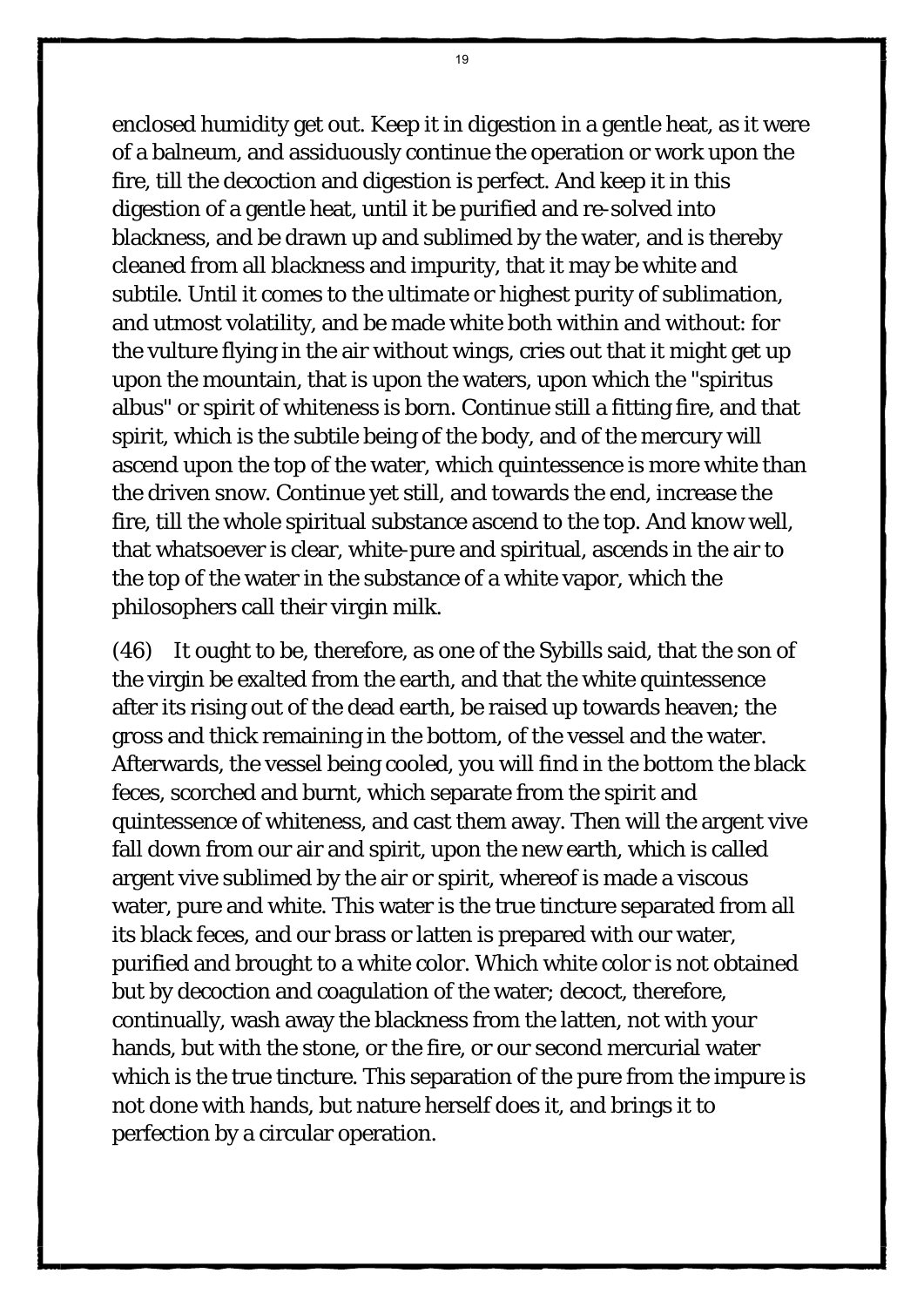enclosed humidity get out. Keep it in digestion in a gentle heat, as it were of a balneum, and assiduously continue the operation or work upon the fire, till the decoction and digestion is perfect. And keep it in this digestion of a gentle heat, until it be purified and re-solved into blackness, and be drawn up and sublimed by the water, and is thereby cleaned from all blackness and impurity, that it may be white and subtile. Until it comes to the ultimate or highest purity of sublimation, and utmost volatility, and be made white both within and without: for the vulture flying in the air without wings, cries out that it might get up upon the mountain, that is upon the waters, upon which the "spiritus albus" or spirit of whiteness is born. Continue still a fitting fire, and that spirit, which is the subtile being of the body, and of the mercury will ascend upon the top of the water, which quintessence is more white than the driven snow. Continue yet still, and towards the end, increase the fire, till the whole spiritual substance ascend to the top. And know well, that whatsoever is clear, white-pure and spiritual, ascends in the air to the top of the water in the substance of a white vapor, which the philosophers call their virgin milk.

(46) It ought to be, therefore, as one of the Sybills said, that the son of the virgin be exalted from the earth, and that the white quintessence after its rising out of the dead earth, be raised up towards heaven; the gross and thick remaining in the bottom, of the vessel and the water. Afterwards, the vessel being cooled, you will find in the bottom the black feces, scorched and burnt, which separate from the spirit and quintessence of whiteness, and cast them away. Then will the argent vive fall down from our air and spirit, upon the new earth, which is called argent vive sublimed by the air or spirit, whereof is made a viscous water, pure and white. This water is the true tincture separated from all its black feces, and our brass or latten is prepared with our water, purified and brought to a white color. Which white color is not obtained but by decoction and coagulation of the water; decoct, therefore, continually, wash away the blackness from the latten, not with your hands, but with the stone, or the fire, or our second mercurial water which is the true tincture. This separation of the pure from the impure is not done with hands, but nature herself does it, and brings it to perfection by a circular operation.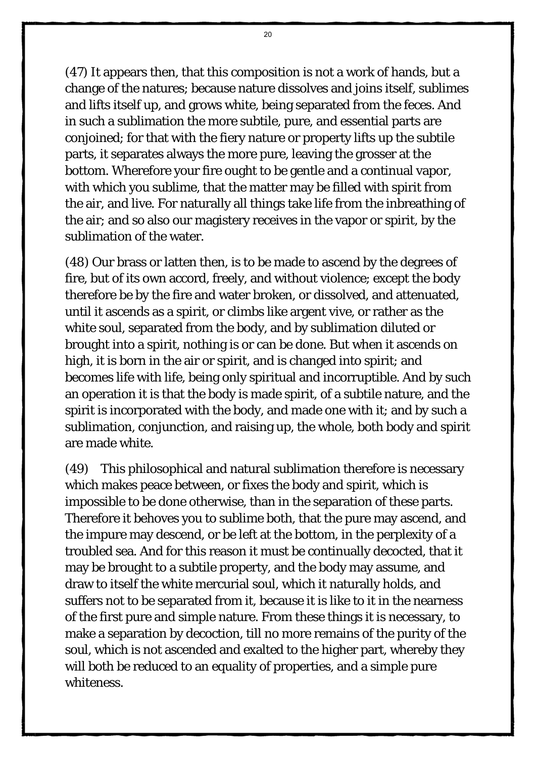(47) It appears then, that this composition is not a work of hands, but a change of the natures; because nature dissolves and joins itself, sublimes and lifts itself up, and grows white, being separated from the feces. And in such a sublimation the more subtile, pure, and essential parts are conjoined; for that with the fiery nature or property lifts up the subtile parts, it separates always the more pure, leaving the grosser at the bottom. Wherefore your fire ought to be gentle and a continual vapor, with which you sublime, that the matter may be filled with spirit from the air, and live. For naturally all things take life from the inbreathing of the air; and so also our magistery receives in the vapor or spirit, by the sublimation of the water.

(48) Our brass or latten then, is to be made to ascend by the degrees of fire, but of its own accord, freely, and without violence; except the body therefore be by the fire and water broken, or dissolved, and attenuated, until it ascends as a spirit, or climbs like argent vive, or rather as the white soul, separated from the body, and by sublimation diluted or brought into a spirit, nothing is or can be done. But when it ascends on high, it is born in the air or spirit, and is changed into spirit; and becomes life with life, being only spiritual and incorruptible. And by such an operation it is that the body is made spirit, of a subtile nature, and the spirit is incorporated with the body, and made one with it; and by such a sublimation, conjunction, and raising up, the whole, both body and spirit are made white.

(49) This philosophical and natural sublimation therefore is necessary which makes peace between, or fixes the body and spirit, which is impossible to be done otherwise, than in the separation of these parts. Therefore it behoves you to sublime both, that the pure may ascend, and the impure may descend, or be left at the bottom, in the perplexity of a troubled sea. And for this reason it must be continually decocted, that it may be brought to a subtile property, and the body may assume, and draw to itself the white mercurial soul, which it naturally holds, and suffers not to be separated from it, because it is like to it in the nearness of the first pure and simple nature. From these things it is necessary, to make a separation by decoction, till no more remains of the purity of the soul, which is not ascended and exalted to the higher part, whereby they will both be reduced to an equality of properties, and a simple pure whiteness.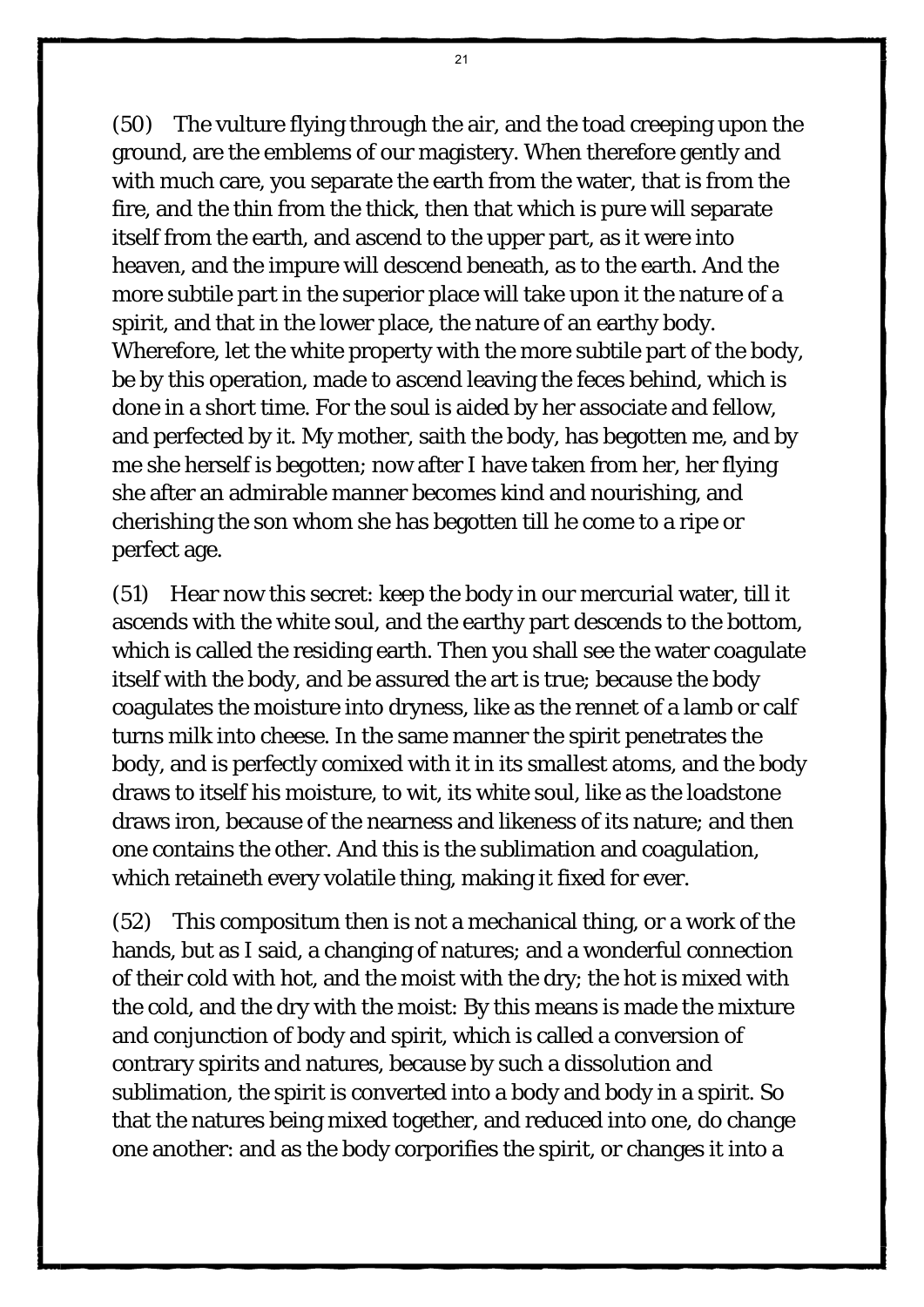(50) The vulture flying through the air, and the toad creeping upon the ground, are the emblems of our magistery. When therefore gently and with much care, you separate the earth from the water, that is from the fire, and the thin from the thick, then that which is pure will separate itself from the earth, and ascend to the upper part, as it were into heaven, and the impure will descend beneath, as to the earth. And the more subtile part in the superior place will take upon it the nature of a spirit, and that in the lower place, the nature of an earthy body. Wherefore, let the white property with the more subtile part of the body, be by this operation, made to ascend leaving the feces behind, which is done in a short time. For the soul is aided by her associate and fellow, and perfected by it. My mother, saith the body, has begotten me, and by me she herself is begotten; now after I have taken from her, her flying she after an admirable manner becomes kind and nourishing, and cherishing the son whom she has begotten till he come to a ripe or perfect age.

(51) Hear now this secret: keep the body in our mercurial water, till it ascends with the white soul, and the earthy part descends to the bottom, which is called the residing earth. Then you shall see the water coagulate itself with the body, and be assured the art is true; because the body coagulates the moisture into dryness, like as the rennet of a lamb or calf turns milk into cheese. In the same manner the spirit penetrates the body, and is perfectly comixed with it in its smallest atoms, and the body draws to itself his moisture, to wit, its white soul, like as the loadstone draws iron, because of the nearness and likeness of its nature; and then one contains the other. And this is the sublimation and coagulation, which retaineth every volatile thing, making it fixed for ever.

(52) This compositum then is not a mechanical thing, or a work of the hands, but as I said, a changing of natures; and a wonderful connection of their cold with hot, and the moist with the dry; the hot is mixed with the cold, and the dry with the moist: By this means is made the mixture and conjunction of body and spirit, which is called a conversion of contrary spirits and natures, because by such a dissolution and sublimation, the spirit is converted into a body and body in a spirit. So that the natures being mixed together, and reduced into one, do change one another: and as the body corporifies the spirit, or changes it into a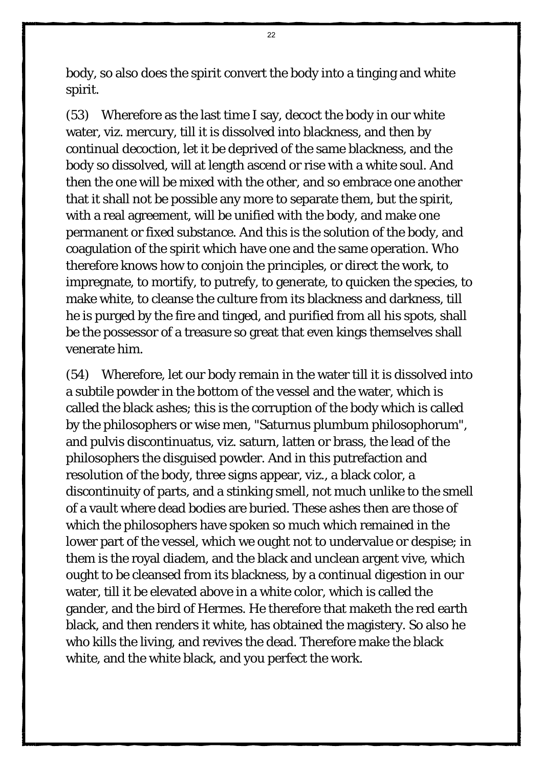body, so also does the spirit convert the body into a tinging and white spirit.

(53) Wherefore as the last time I say, decoct the body in our white water, viz. mercury, till it is dissolved into blackness, and then by continual decoction, let it be deprived of the same blackness, and the body so dissolved, will at length ascend or rise with a white soul. And then the one will be mixed with the other, and so embrace one another that it shall not be possible any more to separate them, but the spirit, with a real agreement, will be unified with the body, and make one permanent or fixed substance. And this is the solution of the body, and coagulation of the spirit which have one and the same operation. Who therefore knows how to conjoin the principles, or direct the work, to impregnate, to mortify, to putrefy, to generate, to quicken the species, to make white, to cleanse the culture from its blackness and darkness, till he is purged by the fire and tinged, and purified from all his spots, shall be the possessor of a treasure so great that even kings themselves shall venerate him.

(54) Wherefore, let our body remain in the water till it is dissolved into a subtile powder in the bottom of the vessel and the water, which is called the black ashes; this is the corruption of the body which is called by the philosophers or wise men, "Saturnus plumbum philosophorum", and pulvis discontinuatus, viz. saturn, latten or brass, the lead of the philosophers the disguised powder. And in this putrefaction and resolution of the body, three signs appear, viz., a black color, a discontinuity of parts, and a stinking smell, not much unlike to the smell of a vault where dead bodies are buried. These ashes then are those of which the philosophers have spoken so much which remained in the lower part of the vessel, which we ought not to undervalue or despise; in them is the royal diadem, and the black and unclean argent vive, which ought to be cleansed from its blackness, by a continual digestion in our water, till it be elevated above in a white color, which is called the gander, and the bird of Hermes. He therefore that maketh the red earth black, and then renders it white, has obtained the magistery. So also he who kills the living, and revives the dead. Therefore make the black white, and the white black, and you perfect the work.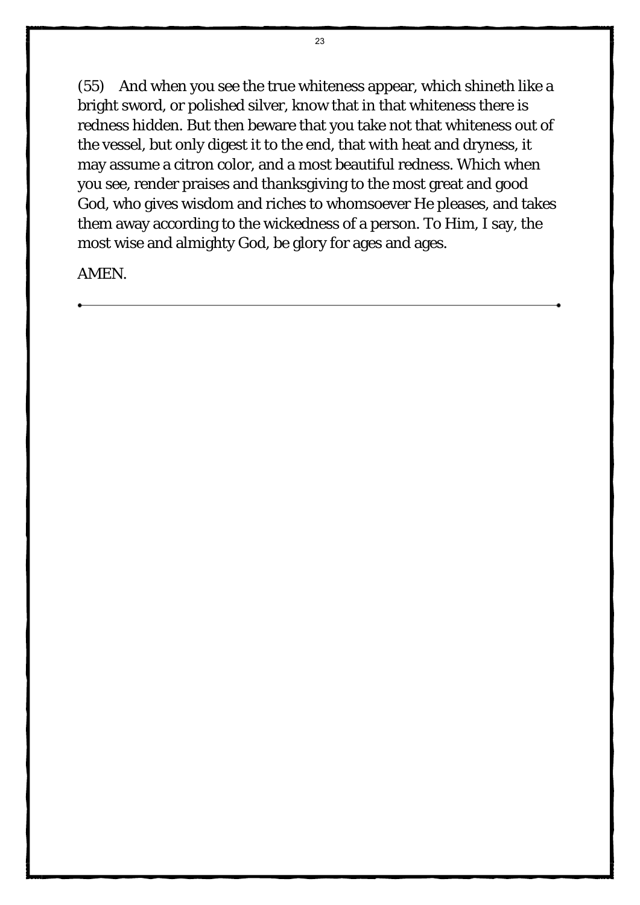(55) And when you see the true whiteness appear, which shineth like a bright sword, or polished silver, know that in that whiteness there is redness hidden. But then beware that you take not that whiteness out of the vessel, but only digest it to the end, that with heat and dryness, it may assume a citron color, and a most beautiful redness. Which when you see, render praises and thanksgiving to the most great and good God, who gives wisdom and riches to whomsoever He pleases, and takes them away according to the wickedness of a person. To Him, I say, the most wise and almighty God, be glory for ages and ages.

AMEN.

---